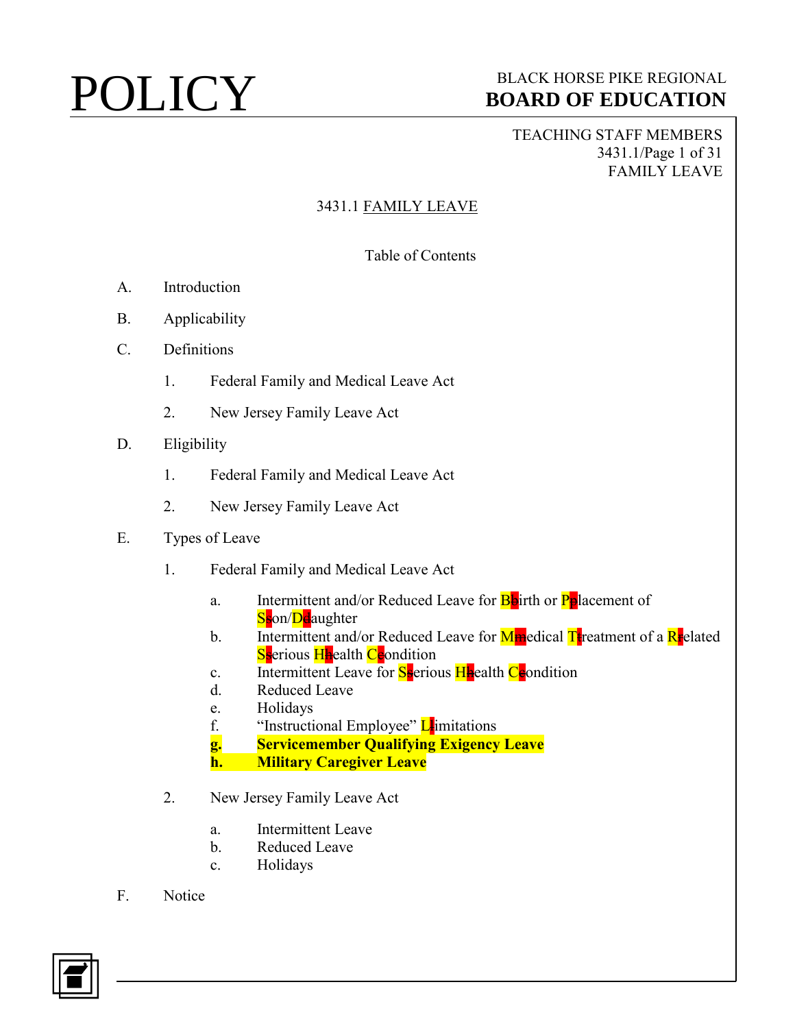# POLICY

BLACK HORSE PIKE REGIONAL
**BOARD OF EDUCATION**

TEACHING STAFF MEMBERS
3431.1/Page 1 of 31
FAMILY LEAVE

## 3431.1 FAMILY LEAVE

Table of Contents

A. Introduction

B. Applicability

C. Definitions

1. Federal Family and Medical Leave Act
2. New Jersey Family Leave Act

D. Eligibility

1. Federal Family and Medical Leave Act
2. New Jersey Family Leave Act

E. Types of Leave

1. Federal Family and Medical Leave Act
   - a. Intermittent and/or Reduced Leave for Birth or Placement of Son/Daughter
   - b. Intermittent and/or Reduced Leave for Medical Treatment of a Related Serious Health Condition
   - c. Intermittent Leave for Serious Health Condition
   - d. Reduced Leave
   - e. Holidays
   - f. "Instructional Employee" Limitations
   - **g. Servicemember Qualifying Exigency Leave**
   - **h. Military Caregiver Leave**
2. New Jersey Family Leave Act
   - a. Intermittent Leave
   - b. Reduced Leave
   - c. Holidays

F. Notice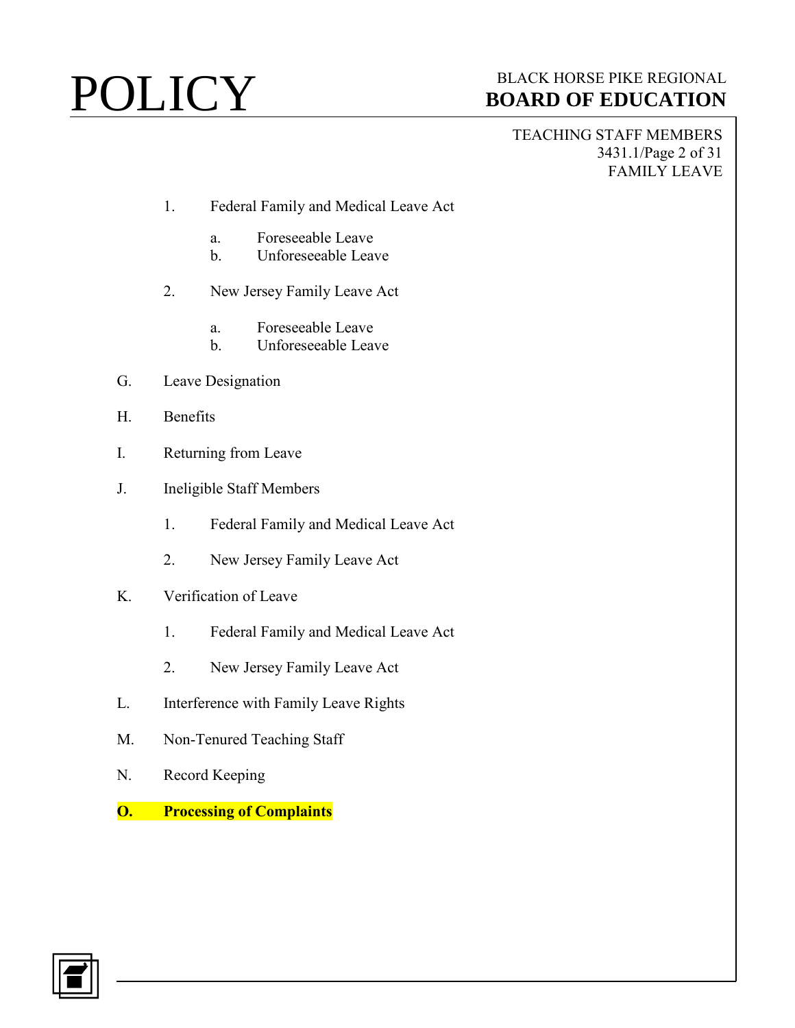1. Federal Family and Medical Leave Act

    a. Foreseeable Leave
    b. Unforeseeable Leave

2. New Jersey Family Leave Act

    a. Foreseeable Leave
    b. Unforeseeable Leave

G. Leave Designation

H. Benefits

I. Returning from Leave

J. Ineligible Staff Members

1. Federal Family and Medical Leave Act

2. New Jersey Family Leave Act

K. Verification of Leave

1. Federal Family and Medical Leave Act

2. New Jersey Family Leave Act

L. Interference with Family Leave Rights

M. Non-Tenured Teaching Staff

N. Record Keeping

**O. Processing of Complaints**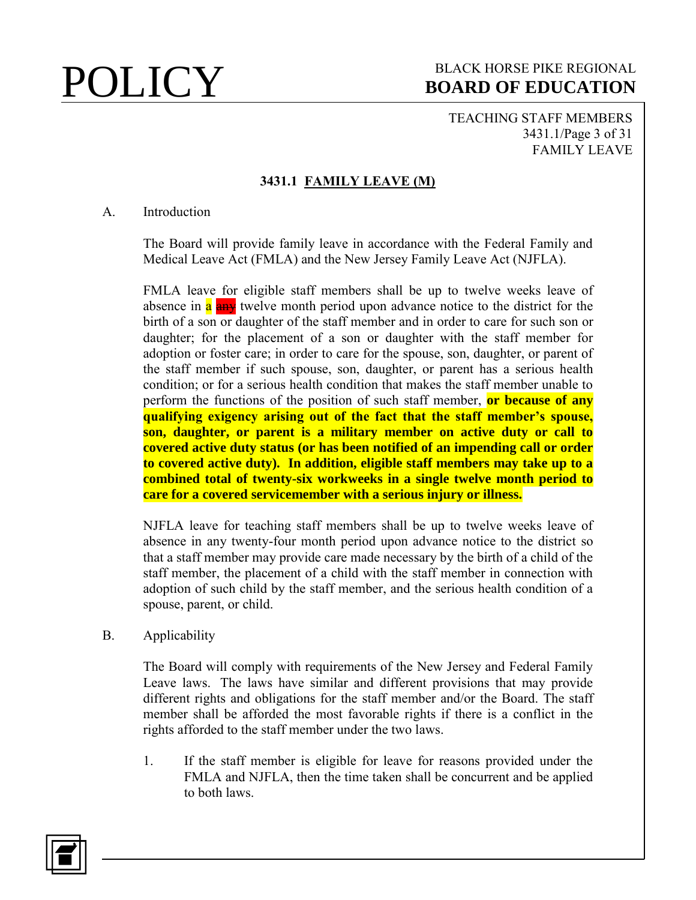## 3431.1 FAMILY LEAVE (M)

A. Introduction

The Board will provide family leave in accordance with the Federal Family and Medical Leave Act (FMLA) and the New Jersey Family Leave Act (NJFLA).

FMLA leave for eligible staff members shall be up to twelve weeks leave of absence in a ~~any~~ twelve month period upon advance notice to the district for the birth of a son or daughter of the staff member and in order to care for such son or daughter; for the placement of a son or daughter with the staff member for adoption or foster care; in order to care for the spouse, son, daughter, or parent of the staff member if such spouse, son, daughter, or parent has a serious health condition; or for a serious health condition that makes the staff member unable to perform the functions of the position of such staff member, **or because of any qualifying exigency arising out of the fact that the staff member's spouse, son, daughter, or parent is a military member on active duty or call to covered active duty status (or has been notified of an impending call or order to covered active duty). In addition, eligible staff members may take up to a combined total of twenty-six workweeks in a single twelve month period to care for a covered servicemember with a serious injury or illness.**

NJFLA leave for teaching staff members shall be up to twelve weeks leave of absence in any twenty-four month period upon advance notice to the district so that a staff member may provide care made necessary by the birth of a child of the staff member, the placement of a child with the staff member in connection with adoption of such child by the staff member, and the serious health condition of a spouse, parent, or child.

B. Applicability

The Board will comply with requirements of the New Jersey and Federal Family Leave laws. The laws have similar and different provisions that may provide different rights and obligations for the staff member and/or the Board. The staff member shall be afforded the most favorable rights if there is a conflict in the rights afforded to the staff member under the two laws.

1. If the staff member is eligible for leave for reasons provided under the FMLA and NJFLA, then the time taken shall be concurrent and be applied to both laws.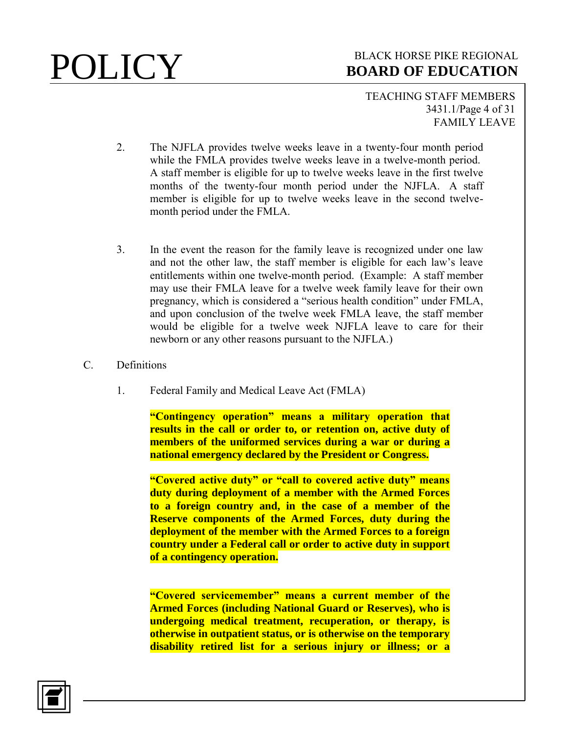2. The NJFLA provides twelve weeks leave in a twenty-four month period while the FMLA provides twelve weeks leave in a twelve-month period. A staff member is eligible for up to twelve weeks leave in the first twelve months of the twenty-four month period under the NJFLA. A staff member is eligible for up to twelve weeks leave in the second twelve-month period under the FMLA.

3. In the event the reason for the family leave is recognized under one law and not the other law, the staff member is eligible for each law's leave entitlements within one twelve-month period. (Example: A staff member may use their FMLA leave for a twelve week family leave for their own pregnancy, which is considered a "serious health condition" under FMLA, and upon conclusion of the twelve week FMLA leave, the staff member would be eligible for a twelve week NJFLA leave to care for their newborn or any other reasons pursuant to the NJFLA.)

C. Definitions

1. Federal Family and Medical Leave Act (FMLA)

**"Contingency operation" means a military operation that results in the call or order to, or retention on, active duty of members of the uniformed services during a war or during a national emergency declared by the President or Congress.**

**"Covered active duty" or "call to covered active duty" means duty during deployment of a member with the Armed Forces to a foreign country and, in the case of a member of the Reserve components of the Armed Forces, duty during the deployment of the member with the Armed Forces to a foreign country under a Federal call or order to active duty in support of a contingency operation.**

**"Covered servicemember" means a current member of the Armed Forces (including National Guard or Reserves), who is undergoing medical treatment, recuperation, or therapy, is otherwise in outpatient status, or is otherwise on the temporary disability retired list for a serious injury or illness; or a**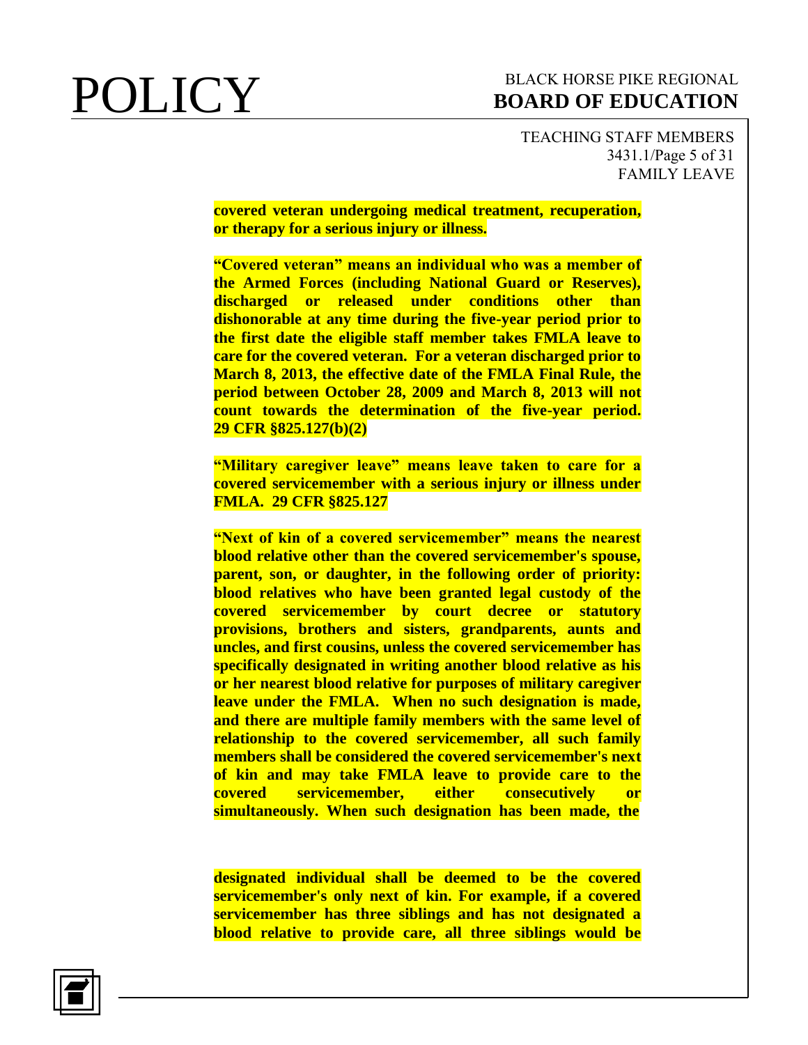**covered veteran undergoing medical treatment, recuperation, or therapy for a serious injury or illness.**

**"Covered veteran" means an individual who was a member of the Armed Forces (including National Guard or Reserves), discharged or released under conditions other than dishonorable at any time during the five-year period prior to the first date the eligible staff member takes FMLA leave to care for the covered veteran. For a veteran discharged prior to March 8, 2013, the effective date of the FMLA Final Rule, the period between October 28, 2009 and March 8, 2013 will not count towards the determination of the five-year period. 29 CFR §825.127(b)(2)**

**"Military caregiver leave" means leave taken to care for a covered servicemember with a serious injury or illness under FMLA. 29 CFR §825.127**

**"Next of kin of a covered servicemember" means the nearest blood relative other than the covered servicemember's spouse, parent, son, or daughter, in the following order of priority: blood relatives who have been granted legal custody of the covered servicemember by court decree or statutory provisions, brothers and sisters, grandparents, aunts and uncles, and first cousins, unless the covered servicemember has specifically designated in writing another blood relative as his or her nearest blood relative for purposes of military caregiver leave under the FMLA. When no such designation is made, and there are multiple family members with the same level of relationship to the covered servicemember, all such family members shall be considered the covered servicemember's next of kin and may take FMLA leave to provide care to the covered servicemember, either consecutively or simultaneously. When such designation has been made, the designated individual shall be deemed to be the covered servicemember's only next of kin. For example, if a covered servicemember has three siblings and has not designated a blood relative to provide care, all three siblings would be**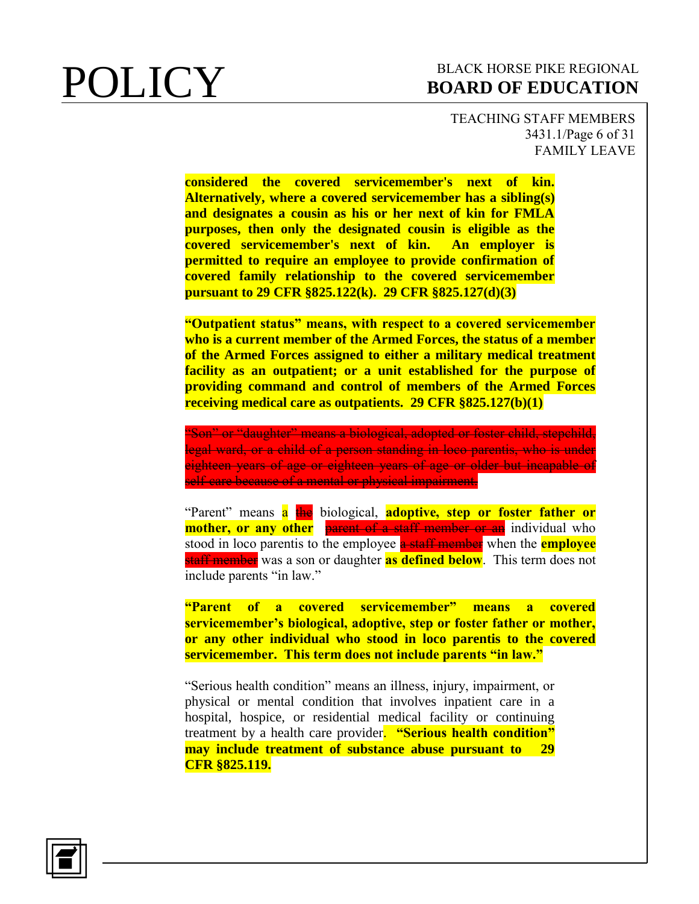**considered the covered servicemember's next of kin. Alternatively, where a covered servicemember has a sibling(s) and designates a cousin as his or her next of kin for FMLA purposes, then only the designated cousin is eligible as the covered servicemember's next of kin. An employer is permitted to require an employee to provide confirmation of covered family relationship to the covered servicemember pursuant to 29 CFR §825.122(k). 29 CFR §825.127(d)(3)**

**"Outpatient status" means, with respect to a covered servicemember who is a current member of the Armed Forces, the status of a member of the Armed Forces assigned to either a military medical treatment facility as an outpatient; or a unit established for the purpose of providing command and control of members of the Armed Forces receiving medical care as outpatients. 29 CFR §825.127(b)(1)**

~~"Son" or "daughter" means a biological, adopted or foster child, stepchild, legal ward, or a child of a person standing in loco parentis, who is under eighteen years of age or eighteen years of age or older but incapable of self-care because of a mental or physical impairment.~~

"Parent" means a ~~the~~ biological, **adoptive, step or foster father or mother, or any other** ~~parent of a staff member or an~~ individual who stood in loco parentis to the employee ~~a staff member~~ when the **employee** ~~staff member~~ was a son or daughter **as defined below**. This term does not include parents "in law."

**"Parent of a covered servicemember" means a covered servicemember's biological, adoptive, step or foster father or mother, or any other individual who stood in loco parentis to the covered servicemember. This term does not include parents "in law."**

"Serious health condition" means an illness, injury, impairment, or physical or mental condition that involves inpatient care in a hospital, hospice, or residential medical facility or continuing treatment by a health care provider. **"Serious health condition" may include treatment of substance abuse pursuant to 29 CFR §825.119.**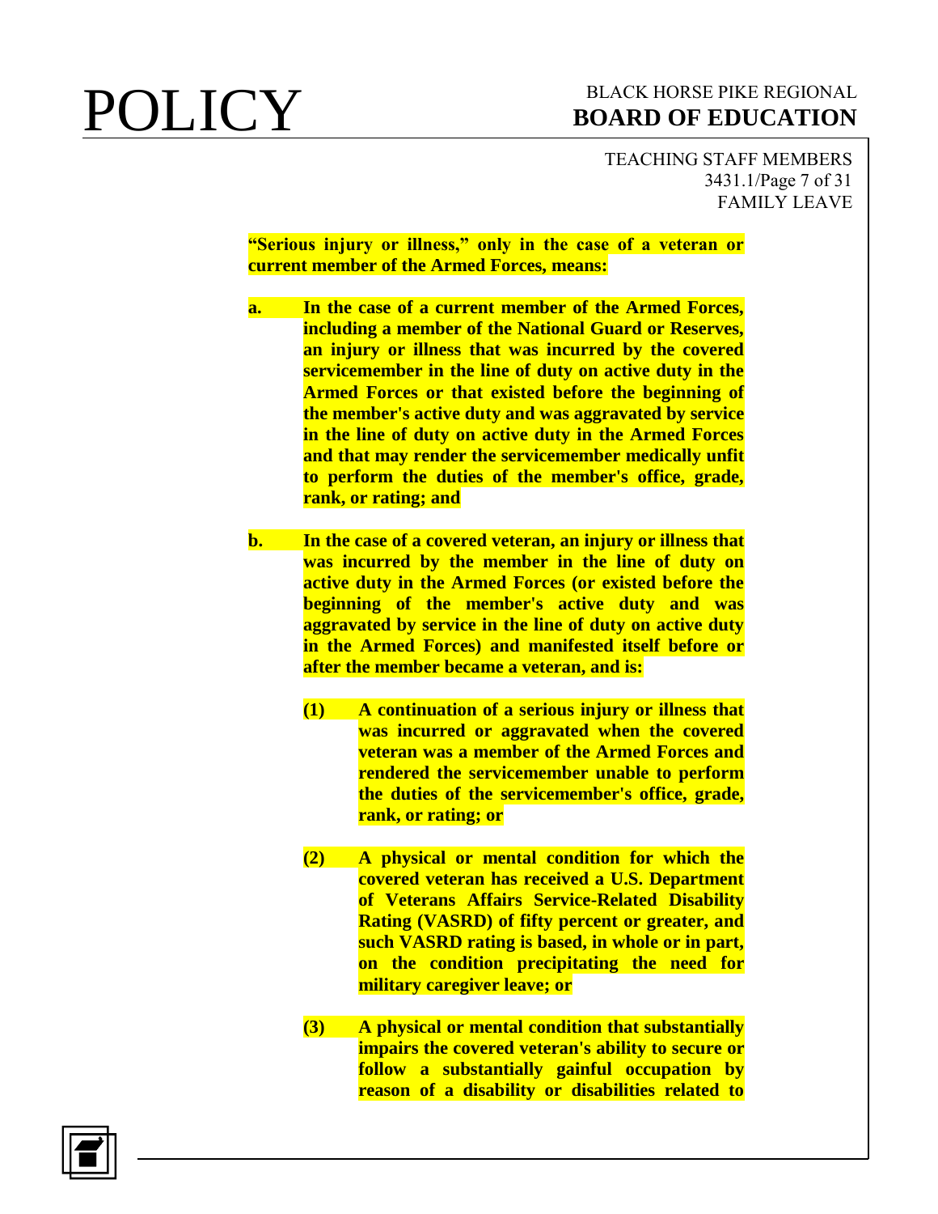**"Serious injury or illness," only in the case of a veteran or current member of the Armed Forces, means:**

**a. In the case of a current member of the Armed Forces, including a member of the National Guard or Reserves, an injury or illness that was incurred by the covered servicemember in the line of duty on active duty in the Armed Forces or that existed before the beginning of the member's active duty and was aggravated by service in the line of duty on active duty in the Armed Forces and that may render the servicemember medically unfit to perform the duties of the member's office, grade, rank, or rating; and**

**b. In the case of a covered veteran, an injury or illness that was incurred by the member in the line of duty on active duty in the Armed Forces (or existed before the beginning of the member's active duty and was aggravated by service in the line of duty on active duty in the Armed Forces) and manifested itself before or after the member became a veteran, and is:**

**(1) A continuation of a serious injury or illness that was incurred or aggravated when the covered veteran was a member of the Armed Forces and rendered the servicemember unable to perform the duties of the servicemember's office, grade, rank, or rating; or**

**(2) A physical or mental condition for which the covered veteran has received a U.S. Department of Veterans Affairs Service-Related Disability Rating (VASRD) of fifty percent or greater, and such VASRD rating is based, in whole or in part, on the condition precipitating the need for military caregiver leave; or**

**(3) A physical or mental condition that substantially impairs the covered veteran's ability to secure or follow a substantially gainful occupation by reason of a disability or disabilities related to**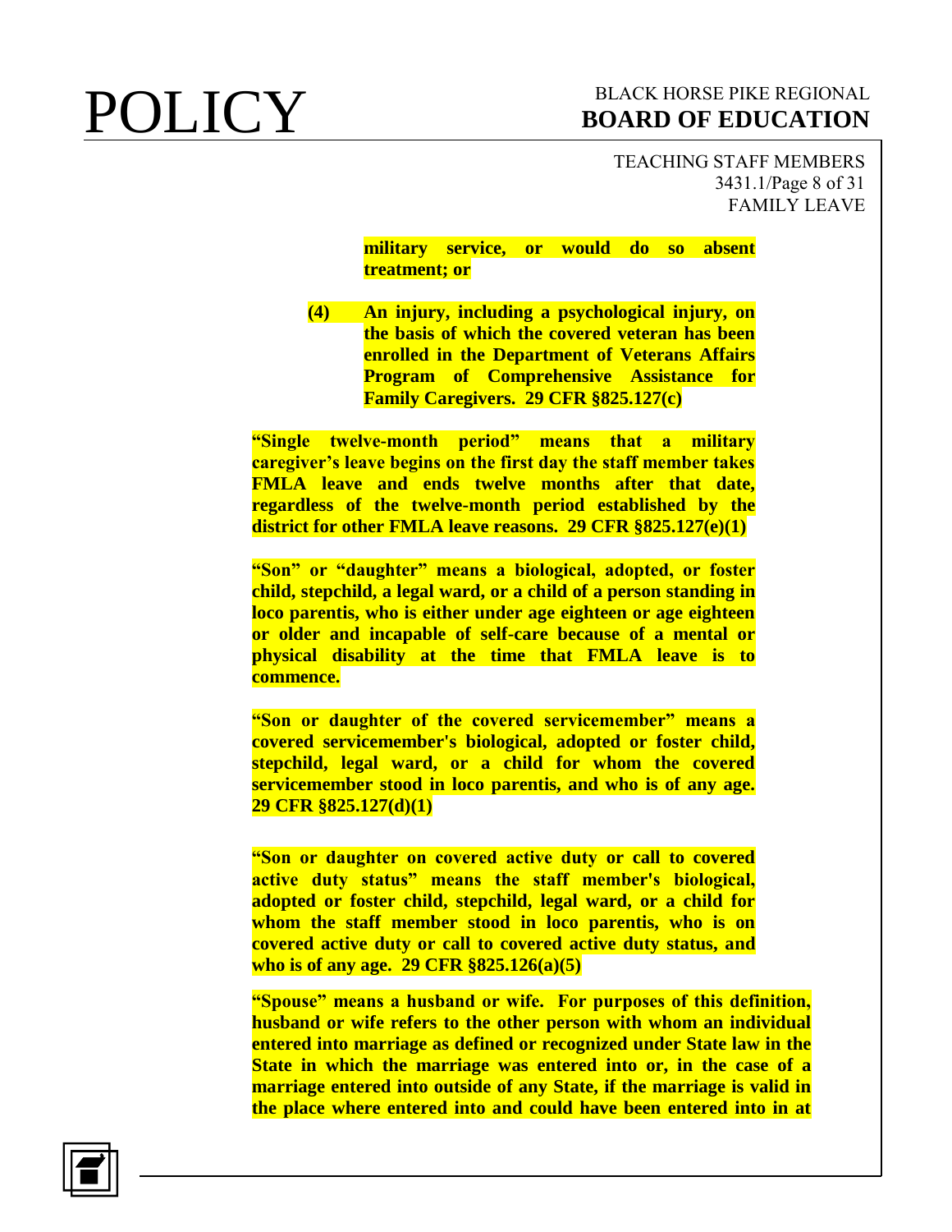**military service, or would do so absent treatment; or**

**(4) An injury, including a psychological injury, on the basis of which the covered veteran has been enrolled in the Department of Veterans Affairs Program of Comprehensive Assistance for Family Caregivers. 29 CFR §825.127(c)**

**"Single twelve-month period" means that a military caregiver's leave begins on the first day the staff member takes FMLA leave and ends twelve months after that date, regardless of the twelve-month period established by the district for other FMLA leave reasons. 29 CFR §825.127(e)(1)**

**"Son" or "daughter" means a biological, adopted, or foster child, stepchild, a legal ward, or a child of a person standing in loco parentis, who is either under age eighteen or age eighteen or older and incapable of self-care because of a mental or physical disability at the time that FMLA leave is to commence.**

**"Son or daughter of the covered servicemember" means a covered servicemember's biological, adopted or foster child, stepchild, legal ward, or a child for whom the covered servicemember stood in loco parentis, and who is of any age. 29 CFR §825.127(d)(1)**

**"Son or daughter on covered active duty or call to covered active duty status" means the staff member's biological, adopted or foster child, stepchild, legal ward, or a child for whom the staff member stood in loco parentis, who is on covered active duty or call to covered active duty status, and who is of any age. 29 CFR §825.126(a)(5)**

**"Spouse" means a husband or wife. For purposes of this definition, husband or wife refers to the other person with whom an individual entered into marriage as defined or recognized under State law in the State in which the marriage was entered into or, in the case of a marriage entered into outside of any State, if the marriage is valid in the place where entered into and could have been entered into in at**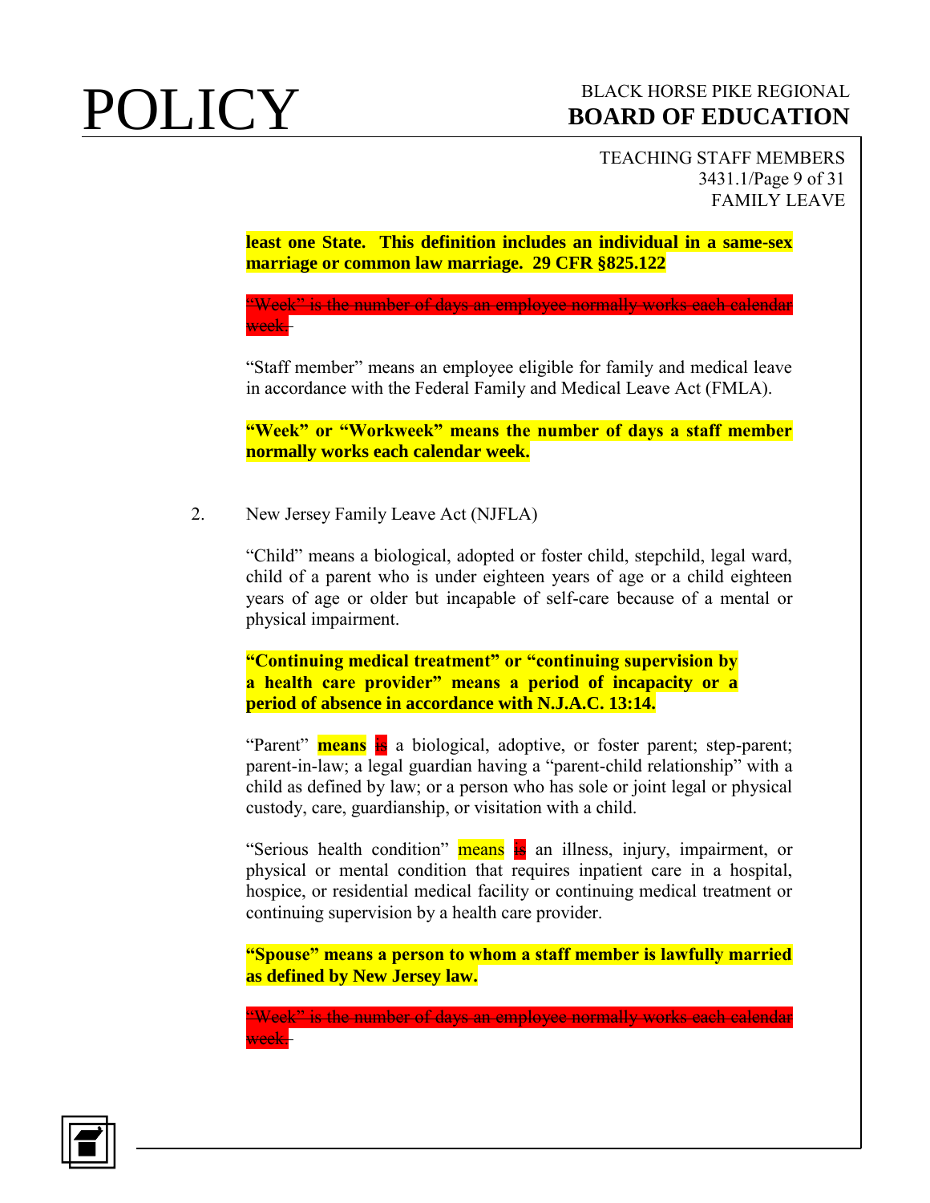**least one State. This definition includes an individual in a same-sex marriage or common law marriage. 29 CFR §825.122**

~~"Week" is the number of days an employee normally works each calendar week.~~

"Staff member" means an employee eligible for family and medical leave in accordance with the Federal Family and Medical Leave Act (FMLA).

**"Week" or "Workweek" means the number of days a staff member normally works each calendar week.**

2. New Jersey Family Leave Act (NJFLA)

"Child" means a biological, adopted or foster child, stepchild, legal ward, child of a parent who is under eighteen years of age or a child eighteen years of age or older but incapable of self-care because of a mental or physical impairment.

**"Continuing medical treatment" or "continuing supervision by a health care provider" means a period of incapacity or a period of absence in accordance with N.J.A.C. 13:14.**

"Parent" **means** ~~is~~ a biological, adoptive, or foster parent; step-parent; parent-in-law; a legal guardian having a "parent-child relationship" with a child as defined by law; or a person who has sole or joint legal or physical custody, care, guardianship, or visitation with a child.

"Serious health condition" means ~~is~~ an illness, injury, impairment, or physical or mental condition that requires inpatient care in a hospital, hospice, or residential medical facility or continuing medical treatment or continuing supervision by a health care provider.

**"Spouse" means a person to whom a staff member is lawfully married as defined by New Jersey law.**

~~"Week" is the number of days an employee normally works each calendar week.~~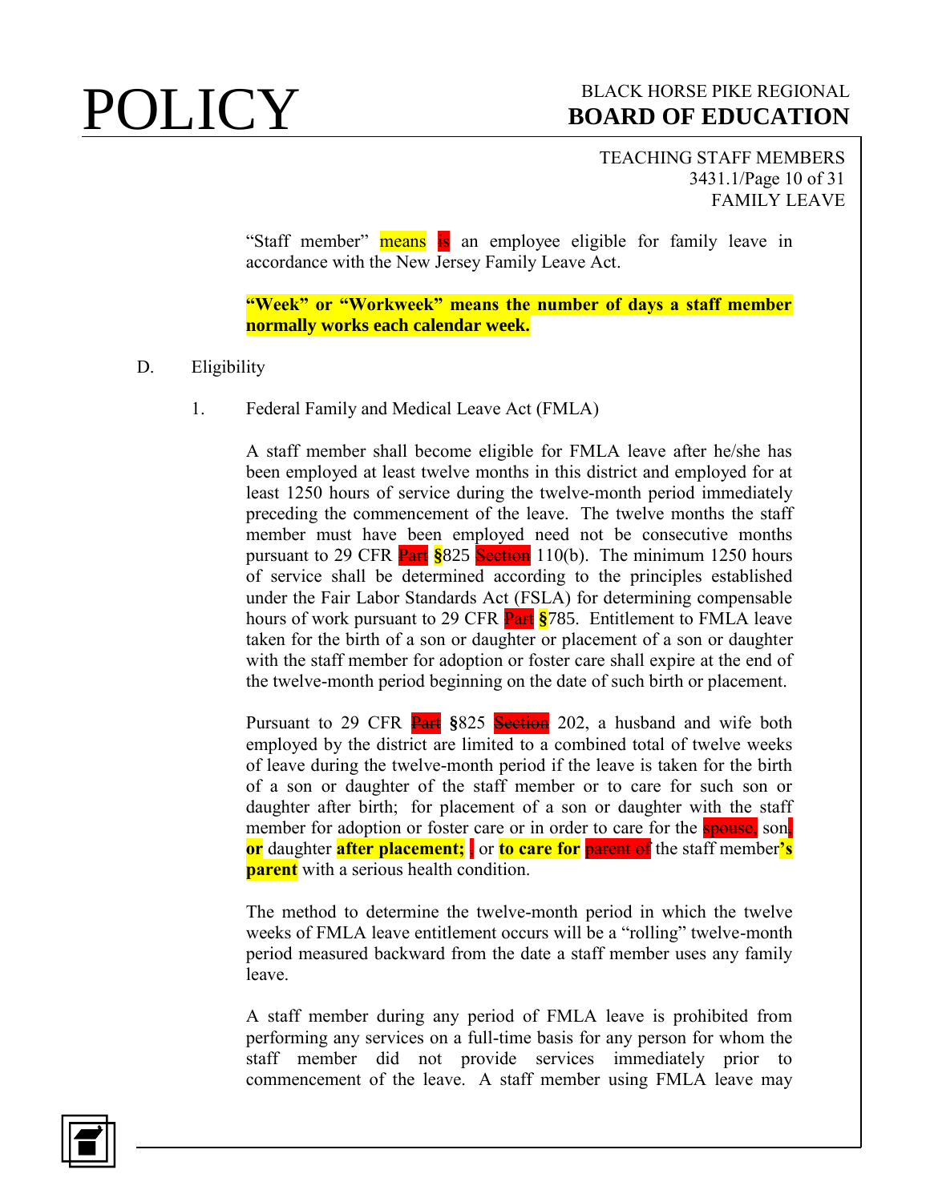"Staff member" means is an employee eligible for family leave in accordance with the New Jersey Family Leave Act.

**"Week" or "Workweek" means the number of days a staff member normally works each calendar week.**

D. Eligibility

1. Federal Family and Medical Leave Act (FMLA)

A staff member shall become eligible for FMLA leave after he/she has been employed at least twelve months in this district and employed for at least 1250 hours of service during the twelve-month period immediately preceding the commencement of the leave. The twelve months the staff member must have been employed need not be consecutive months pursuant to 29 CFR ~~Part~~ §825 ~~Section~~ 110(b). The minimum 1250 hours of service shall be determined according to the principles established under the Fair Labor Standards Act (FSLA) for determining compensable hours of work pursuant to 29 CFR ~~Part~~ §785. Entitlement to FMLA leave taken for the birth of a son or daughter or placement of a son or daughter with the staff member for adoption or foster care shall expire at the end of the twelve-month period beginning on the date of such birth or placement.

Pursuant to 29 CFR ~~Part~~ §825 ~~Section~~ 202, a husband and wife both employed by the district are limited to a combined total of twelve weeks of leave during the twelve-month period if the leave is taken for the birth of a son or daughter of the staff member or to care for such son or daughter after birth; for placement of a son or daughter with the staff member for adoption or foster care or in order to care for the ~~spouse,~~ son~~,~~ **or** daughter **after placement;** ~~,~~ or **to care for** ~~parent of~~ the staff member**'s parent** with a serious health condition.

The method to determine the twelve-month period in which the twelve weeks of FMLA leave entitlement occurs will be a "rolling" twelve-month period measured backward from the date a staff member uses any family leave.

A staff member during any period of FMLA leave is prohibited from performing any services on a full-time basis for any person for whom the staff member did not provide services immediately prior to commencement of the leave. A staff member using FMLA leave may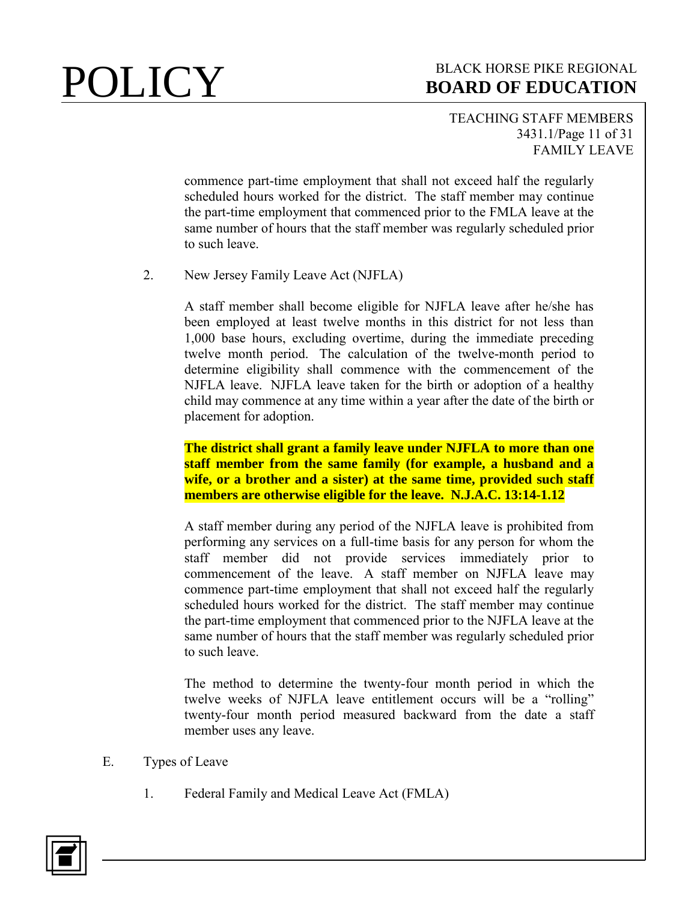commence part-time employment that shall not exceed half the regularly scheduled hours worked for the district. The staff member may continue the part-time employment that commenced prior to the FMLA leave at the same number of hours that the staff member was regularly scheduled prior to such leave.

2. New Jersey Family Leave Act (NJFLA)

A staff member shall become eligible for NJFLA leave after he/she has been employed at least twelve months in this district for not less than 1,000 base hours, excluding overtime, during the immediate preceding twelve month period. The calculation of the twelve-month period to determine eligibility shall commence with the commencement of the NJFLA leave. NJFLA leave taken for the birth or adoption of a healthy child may commence at any time within a year after the date of the birth or placement for adoption.

**The district shall grant a family leave under NJFLA to more than one staff member from the same family (for example, a husband and a wife, or a brother and a sister) at the same time, provided such staff members are otherwise eligible for the leave. N.J.A.C. 13:14-1.12**

A staff member during any period of the NJFLA leave is prohibited from performing any services on a full-time basis for any person for whom the staff member did not provide services immediately prior to commencement of the leave. A staff member on NJFLA leave may commence part-time employment that shall not exceed half the regularly scheduled hours worked for the district. The staff member may continue the part-time employment that commenced prior to the NJFLA leave at the same number of hours that the staff member was regularly scheduled prior to such leave.

The method to determine the twenty-four month period in which the twelve weeks of NJFLA leave entitlement occurs will be a "rolling" twenty-four month period measured backward from the date a staff member uses any leave.

E. Types of Leave

1. Federal Family and Medical Leave Act (FMLA)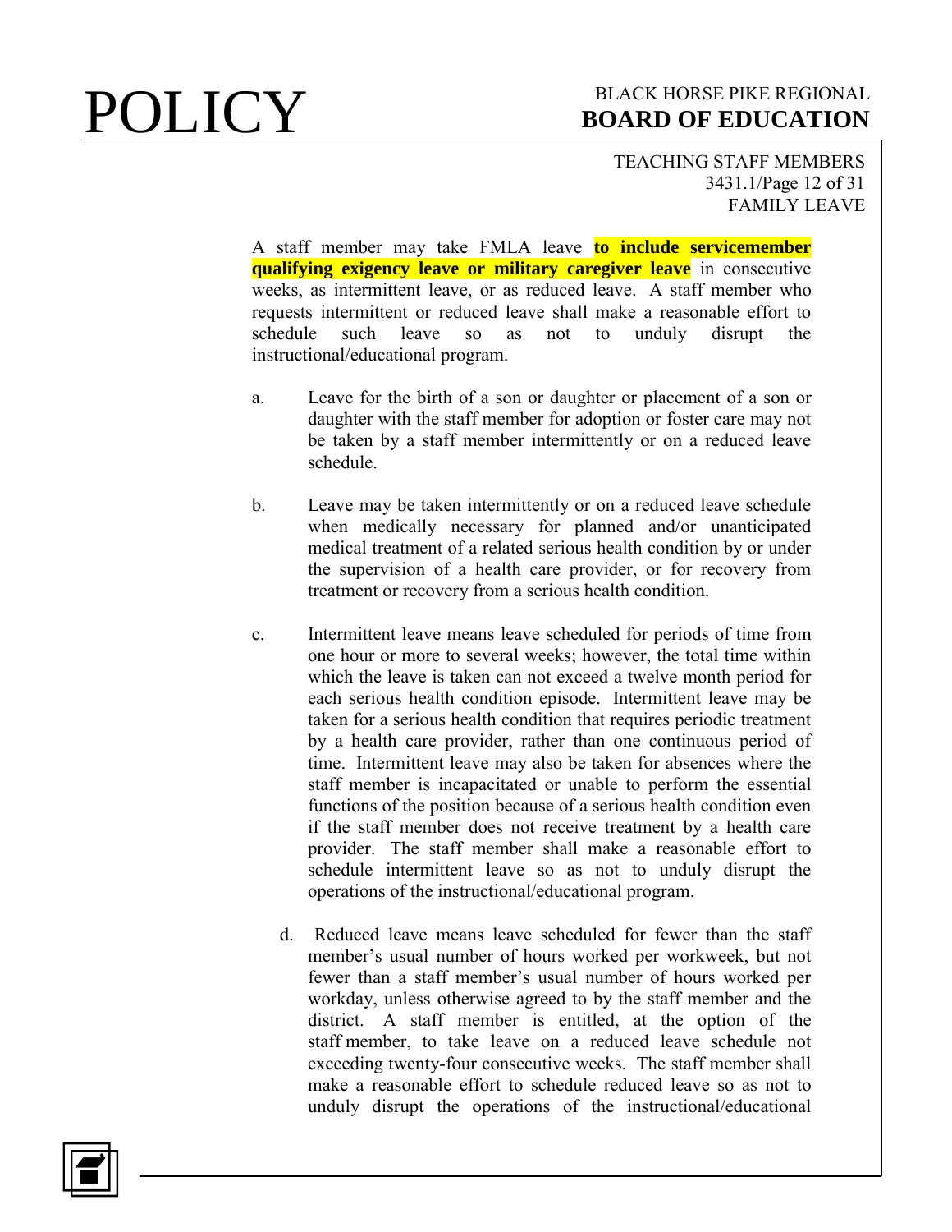A staff member may take FMLA leave **to include servicemember qualifying exigency leave or military caregiver leave** in consecutive weeks, as intermittent leave, or as reduced leave. A staff member who requests intermittent or reduced leave shall make a reasonable effort to schedule such leave so as not to unduly disrupt the instructional/educational program.

a. Leave for the birth of a son or daughter or placement of a son or daughter with the staff member for adoption or foster care may not be taken by a staff member intermittently or on a reduced leave schedule.

b. Leave may be taken intermittently or on a reduced leave schedule when medically necessary for planned and/or unanticipated medical treatment of a related serious health condition by or under the supervision of a health care provider, or for recovery from treatment or recovery from a serious health condition.

c. Intermittent leave means leave scheduled for periods of time from one hour or more to several weeks; however, the total time within which the leave is taken can not exceed a twelve month period for each serious health condition episode. Intermittent leave may be taken for a serious health condition that requires periodic treatment by a health care provider, rather than one continuous period of time. Intermittent leave may also be taken for absences where the staff member is incapacitated or unable to perform the essential functions of the position because of a serious health condition even if the staff member does not receive treatment by a health care provider. The staff member shall make a reasonable effort to schedule intermittent leave so as not to unduly disrupt the operations of the instructional/educational program.

d. Reduced leave means leave scheduled for fewer than the staff member's usual number of hours worked per workweek, but not fewer than a staff member's usual number of hours worked per workday, unless otherwise agreed to by the staff member and the district. A staff member is entitled, at the option of the staff member, to take leave on a reduced leave schedule not exceeding twenty-four consecutive weeks. The staff member shall make a reasonable effort to schedule reduced leave so as not to unduly disrupt the operations of the instructional/educational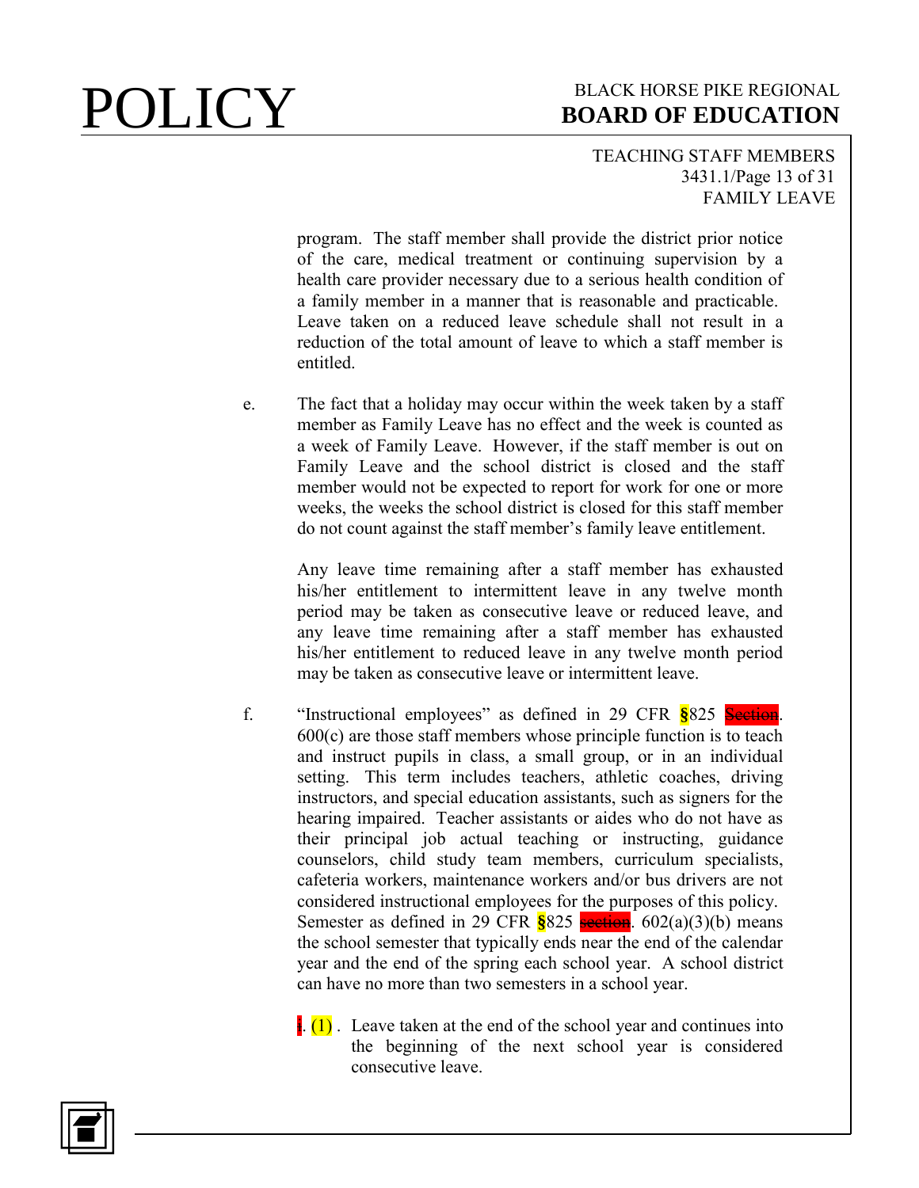program. The staff member shall provide the district prior notice of the care, medical treatment or continuing supervision by a health care provider necessary due to a serious health condition of a family member in a manner that is reasonable and practicable. Leave taken on a reduced leave schedule shall not result in a reduction of the total amount of leave to which a staff member is entitled.

e. The fact that a holiday may occur within the week taken by a staff member as Family Leave has no effect and the week is counted as a week of Family Leave. However, if the staff member is out on Family Leave and the school district is closed and the staff member would not be expected to report for work for one or more weeks, the weeks the school district is closed for this staff member do not count against the staff member's family leave entitlement.

Any leave time remaining after a staff member has exhausted his/her entitlement to intermittent leave in any twelve month period may be taken as consecutive leave or reduced leave, and any leave time remaining after a staff member has exhausted his/her entitlement to reduced leave in any twelve month period may be taken as consecutive leave or intermittent leave.

f. "Instructional employees" as defined in 29 CFR §825 ~~Section~~. 600(c) are those staff members whose principle function is to teach and instruct pupils in class, a small group, or in an individual setting. This term includes teachers, athletic coaches, driving instructors, and special education assistants, such as signers for the hearing impaired. Teacher assistants or aides who do not have as their principal job actual teaching or instructing, guidance counselors, child study team members, curriculum specialists, cafeteria workers, maintenance workers and/or bus drivers are not considered instructional employees for the purposes of this policy. Semester as defined in 29 CFR §825 ~~section~~. 602(a)(3)(b) means the school semester that typically ends near the end of the calendar year and the end of the spring each school year. A school district can have no more than two semesters in a school year.

~~1~~. (1) . Leave taken at the end of the school year and continues into the beginning of the next school year is considered consecutive leave.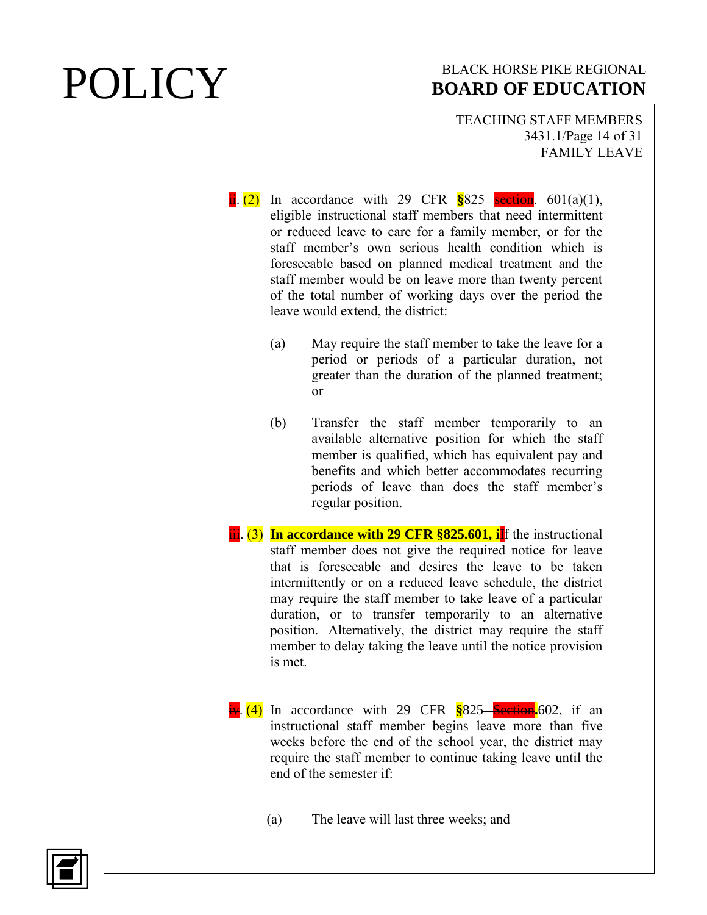ii. (2) In accordance with 29 CFR §825 section. 601(a)(1), eligible instructional staff members that need intermittent or reduced leave to care for a family member, or for the staff member's own serious health condition which is foreseeable based on planned medical treatment and the staff member would be on leave more than twenty percent of the total number of working days over the period the leave would extend, the district:

(a) May require the staff member to take the leave for a period or periods of a particular duration, not greater than the duration of the planned treatment; or

(b) Transfer the staff member temporarily to an available alternative position for which the staff member is qualified, which has equivalent pay and benefits and which better accommodates recurring periods of leave than does the staff member's regular position.

iii. (3) **In accordance with 29 CFR §825.601, i**If the instructional staff member does not give the required notice for leave that is foreseeable and desires the leave to be taken intermittently or on a reduced leave schedule, the district may require the staff member to take leave of a particular duration, or to transfer temporarily to an alternative position. Alternatively, the district may require the staff member to delay taking the leave until the notice provision is met.

iv. (4) In accordance with 29 CFR §825 Section.602, if an instructional staff member begins leave more than five weeks before the end of the school year, the district may require the staff member to continue taking leave until the end of the semester if:

(a) The leave will last three weeks; and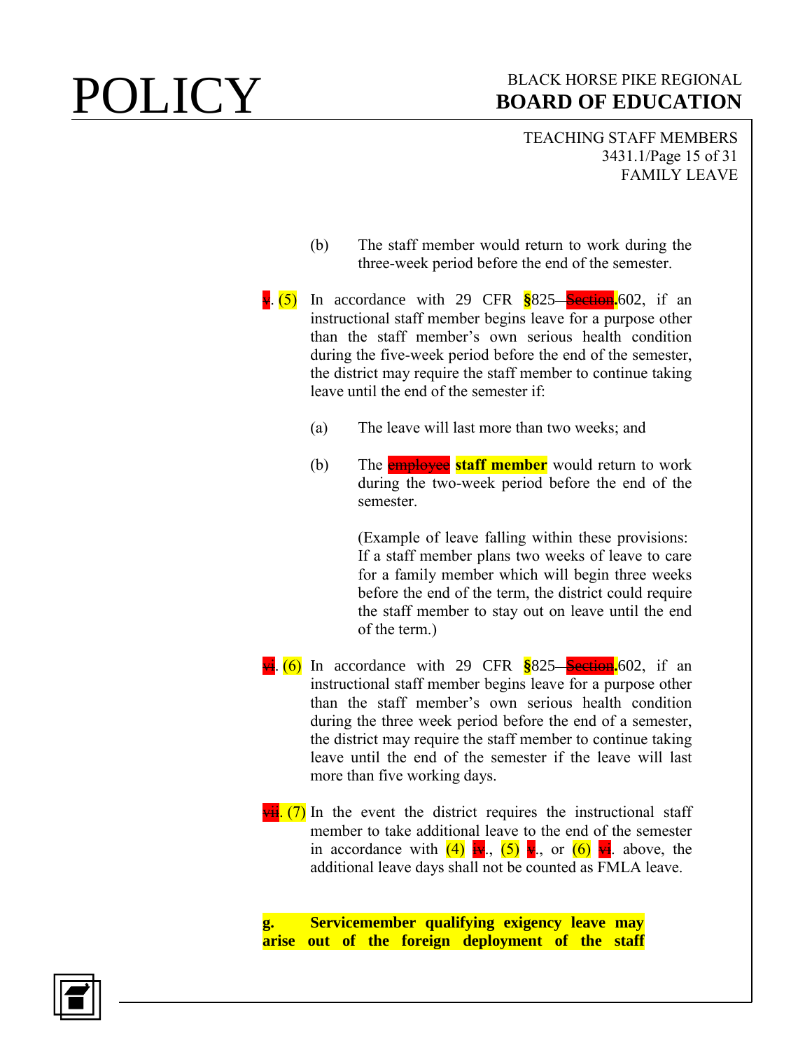(b) The staff member would return to work during the three-week period before the end of the semester.

~~v~~. (5) In accordance with 29 CFR §825 ~~Section~~.602, if an instructional staff member begins leave for a purpose other than the staff member's own serious health condition during the five-week period before the end of the semester, the district may require the staff member to continue taking leave until the end of the semester if:

(a) The leave will last more than two weeks; and

(b) The ~~employee~~ **staff member** would return to work during the two-week period before the end of the semester.

(Example of leave falling within these provisions: If a staff member plans two weeks of leave to care for a family member which will begin three weeks before the end of the term, the district could require the staff member to stay out on leave until the end of the term.)

~~vi~~. (6) In accordance with 29 CFR §825 ~~Section~~.602, if an instructional staff member begins leave for a purpose other than the staff member's own serious health condition during the three week period before the end of a semester, the district may require the staff member to continue taking leave until the end of the semester if the leave will last more than five working days.

~~vii~~. (7) In the event the district requires the instructional staff member to take additional leave to the end of the semester in accordance with (4) ~~iv~~., (5) ~~v~~., or (6) ~~vi~~. above, the additional leave days shall not be counted as FMLA leave.

**g. Servicemember qualifying exigency leave may arise out of the foreign deployment of the staff**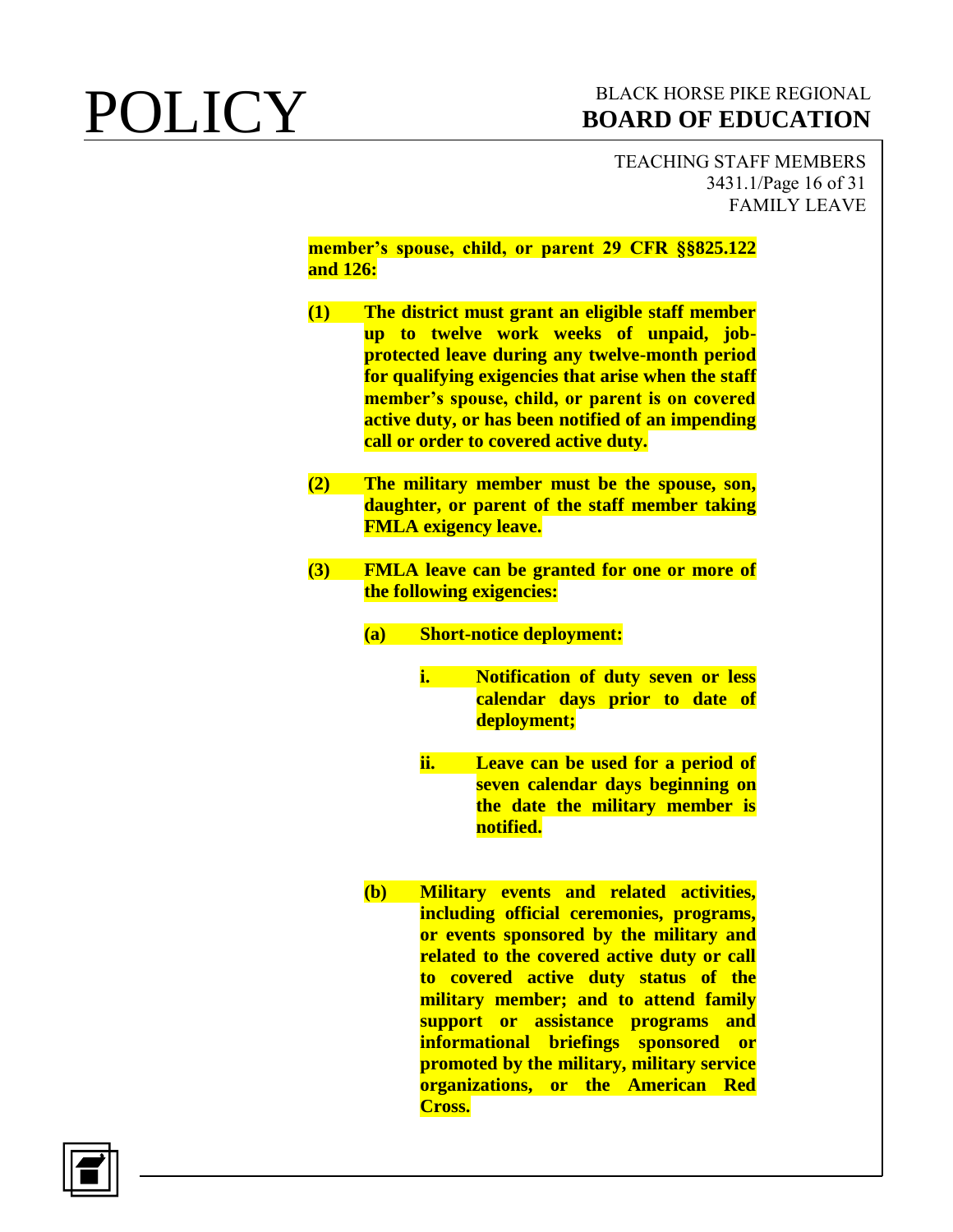**member's spouse, child, or parent 29 CFR §§825.122 and 126:**

**(1) The district must grant an eligible staff member up to twelve work weeks of unpaid, job-protected leave during any twelve-month period for qualifying exigencies that arise when the staff member's spouse, child, or parent is on covered active duty, or has been notified of an impending call or order to covered active duty.**

**(2) The military member must be the spouse, son, daughter, or parent of the staff member taking FMLA exigency leave.**

**(3) FMLA leave can be granted for one or more of the following exigencies:**

**(a) Short-notice deployment:**

**i. Notification of duty seven or less calendar days prior to date of deployment;**

**ii. Leave can be used for a period of seven calendar days beginning on the date the military member is notified.**

**(b) Military events and related activities, including official ceremonies, programs, or events sponsored by the military and related to the covered active duty or call to covered active duty status of the military member; and to attend family support or assistance programs and informational briefings sponsored or promoted by the military, military service organizations, or the American Red Cross.**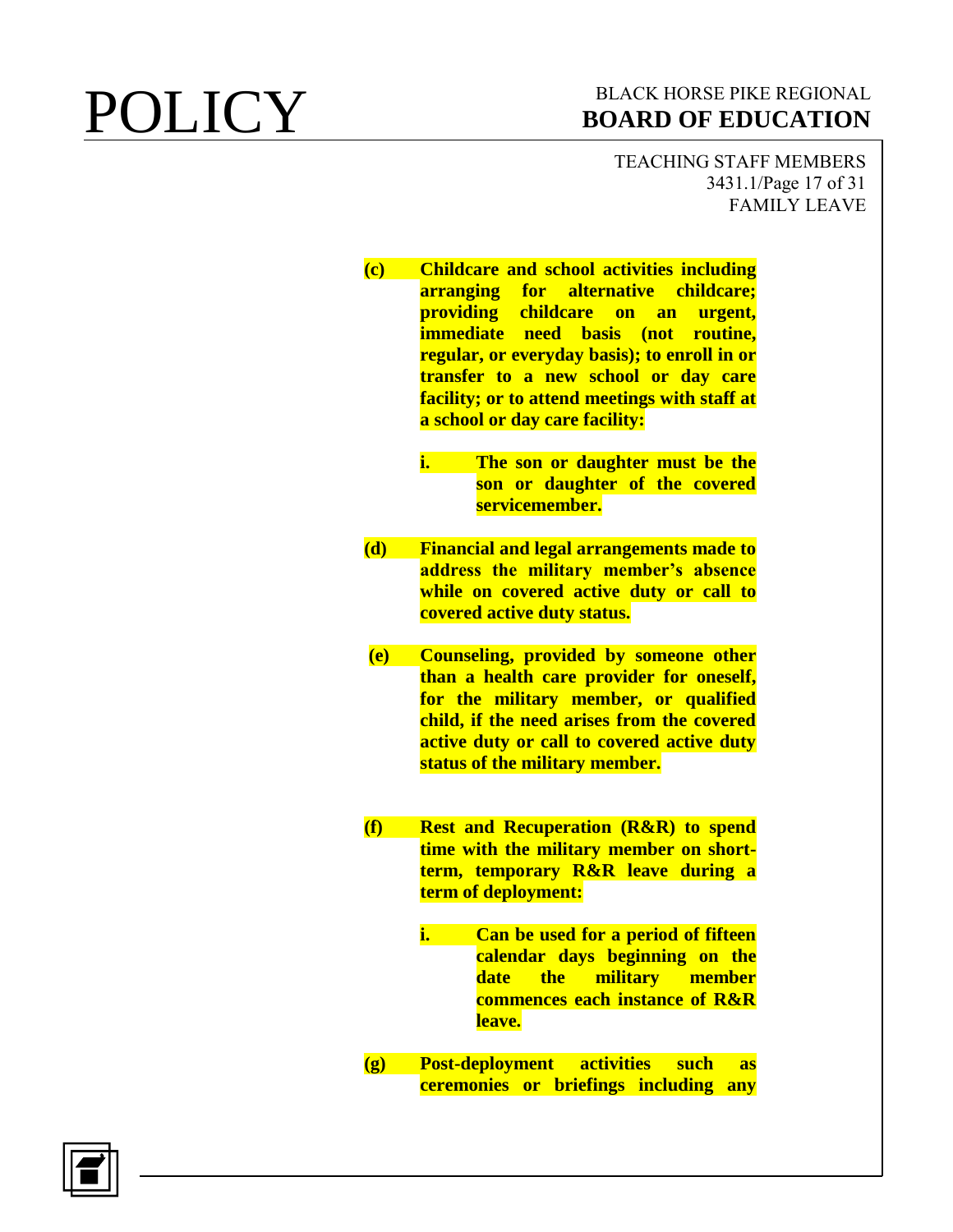**(c) Childcare and school activities including arranging for alternative childcare; providing childcare on an urgent, immediate need basis (not routine, regular, or everyday basis); to enroll in or transfer to a new school or day care facility; or to attend meetings with staff at a school or day care facility:**

**i. The son or daughter must be the son or daughter of the covered servicemember.**

**(d) Financial and legal arrangements made to address the military member's absence while on covered active duty or call to covered active duty status.**

**(e) Counseling, provided by someone other than a health care provider for oneself, for the military member, or qualified child, if the need arises from the covered active duty or call to covered active duty status of the military member.**

**(f) Rest and Recuperation (R&R) to spend time with the military member on short-term, temporary R&R leave during a term of deployment:**

**i. Can be used for a period of fifteen calendar days beginning on the date the military member commences each instance of R&R leave.**

**(g) Post-deployment activities such as ceremonies or briefings including any**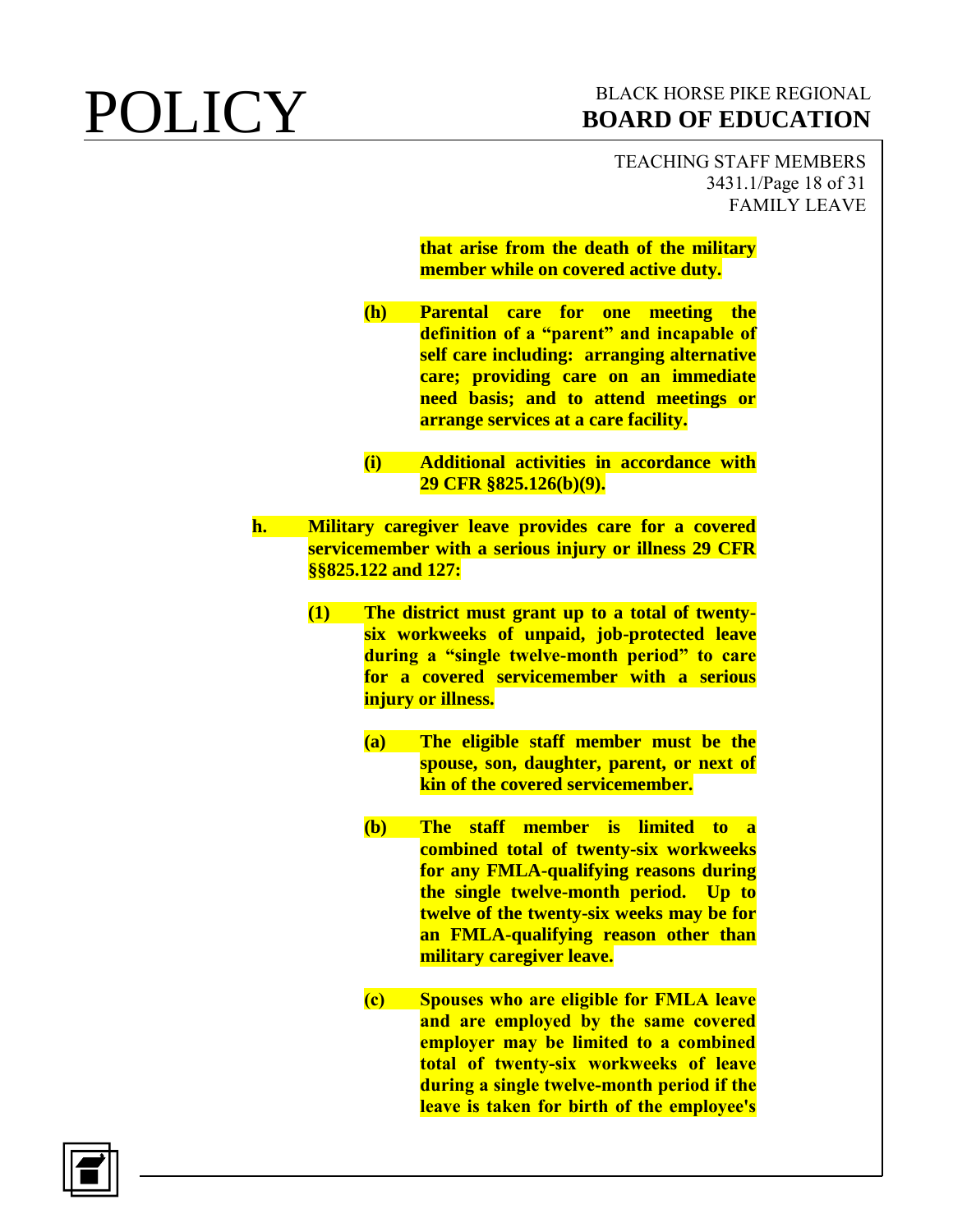**that arise from the death of the military member while on covered active duty.**

**(h) Parental care for one meeting the definition of a "parent" and incapable of self care including: arranging alternative care; providing care on an immediate need basis; and to attend meetings or arrange services at a care facility.**

**(i) Additional activities in accordance with 29 CFR §825.126(b)(9).**

**h. Military caregiver leave provides care for a covered servicemember with a serious injury or illness 29 CFR §§825.122 and 127:**

**(1) The district must grant up to a total of twenty-six workweeks of unpaid, job-protected leave during a "single twelve-month period" to care for a covered servicemember with a serious injury or illness.**

**(a) The eligible staff member must be the spouse, son, daughter, parent, or next of kin of the covered servicemember.**

**(b) The staff member is limited to a combined total of twenty-six workweeks for any FMLA-qualifying reasons during the single twelve-month period. Up to twelve of the twenty-six weeks may be for an FMLA-qualifying reason other than military caregiver leave.**

**(c) Spouses who are eligible for FMLA leave and are employed by the same covered employer may be limited to a combined total of twenty-six workweeks of leave during a single twelve-month period if the leave is taken for birth of the employee's**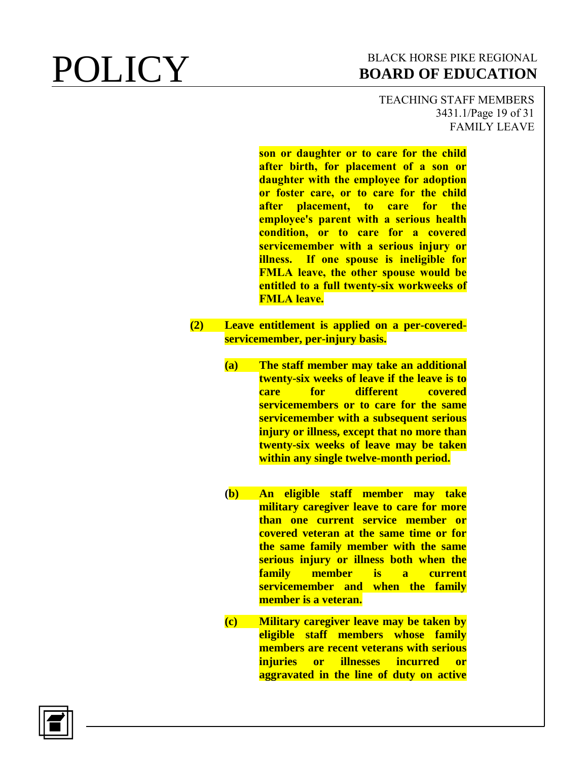**son or daughter or to care for the child after birth, for placement of a son or daughter with the employee for adoption or foster care, or to care for the child after placement, to care for the employee's parent with a serious health condition, or to care for a covered servicemember with a serious injury or illness. If one spouse is ineligible for FMLA leave, the other spouse would be entitled to a full twenty-six workweeks of FMLA leave.**

**(2) Leave entitlement is applied on a per-covered-servicemember, per-injury basis.**

**(a) The staff member may take an additional twenty-six weeks of leave if the leave is to care for different covered servicemembers or to care for the same servicemember with a subsequent serious injury or illness, except that no more than twenty-six weeks of leave may be taken within any single twelve-month period.**

**(b) An eligible staff member may take military caregiver leave to care for more than one current service member or covered veteran at the same time or for the same family member with the same serious injury or illness both when the family member is a current servicemember and when the family member is a veteran.**

**(c) Military caregiver leave may be taken by eligible staff members whose family members are recent veterans with serious injuries or illnesses incurred or aggravated in the line of duty on active**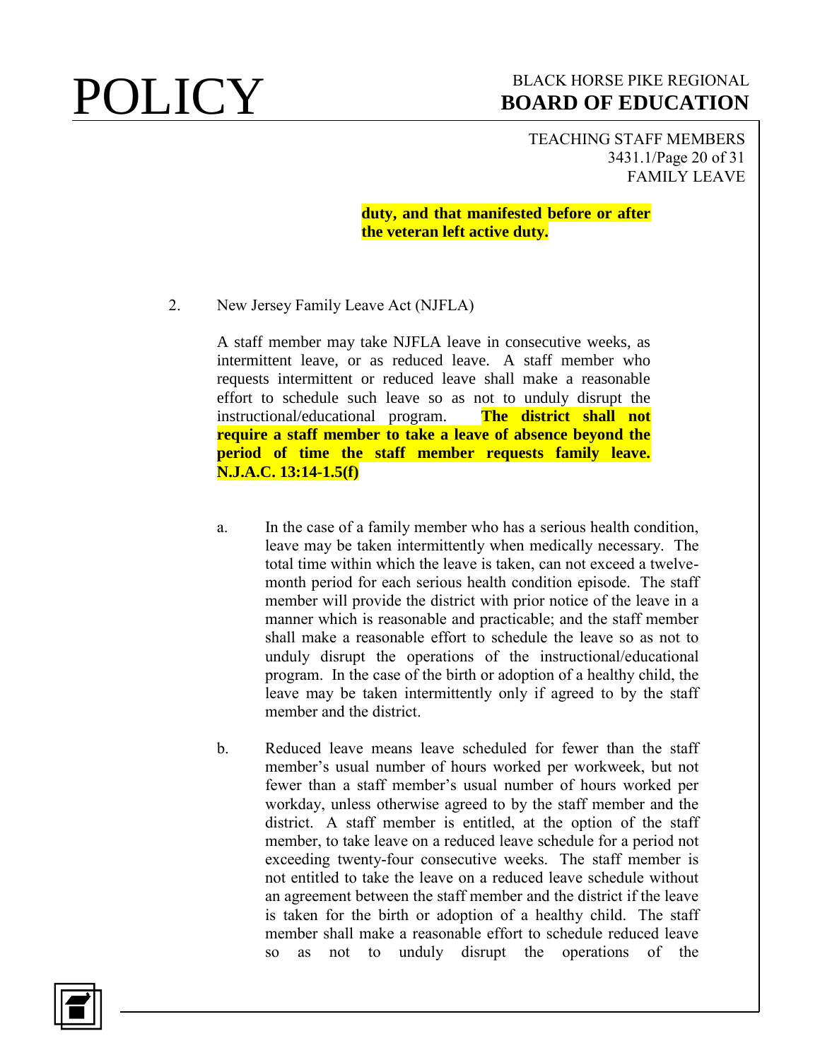**duty, and that manifested before or after the veteran left active duty.**

2. New Jersey Family Leave Act (NJFLA)

A staff member may take NJFLA leave in consecutive weeks, as intermittent leave, or as reduced leave. A staff member who requests intermittent or reduced leave shall make a reasonable effort to schedule such leave so as not to unduly disrupt the instructional/educational program. **The district shall not require a staff member to take a leave of absence beyond the period of time the staff member requests family leave. N.J.A.C. 13:14-1.5(f)**

a. In the case of a family member who has a serious health condition, leave may be taken intermittently when medically necessary. The total time within which the leave is taken, can not exceed a twelve-month period for each serious health condition episode. The staff member will provide the district with prior notice of the leave in a manner which is reasonable and practicable; and the staff member shall make a reasonable effort to schedule the leave so as not to unduly disrupt the operations of the instructional/educational program. In the case of the birth or adoption of a healthy child, the leave may be taken intermittently only if agreed to by the staff member and the district.

b. Reduced leave means leave scheduled for fewer than the staff member's usual number of hours worked per workweek, but not fewer than a staff member's usual number of hours worked per workday, unless otherwise agreed to by the staff member and the district. A staff member is entitled, at the option of the staff member, to take leave on a reduced leave schedule for a period not exceeding twenty-four consecutive weeks. The staff member is not entitled to take the leave on a reduced leave schedule without an agreement between the staff member and the district if the leave is taken for the birth or adoption of a healthy child. The staff member shall make a reasonable effort to schedule reduced leave so as not to unduly disrupt the operations of the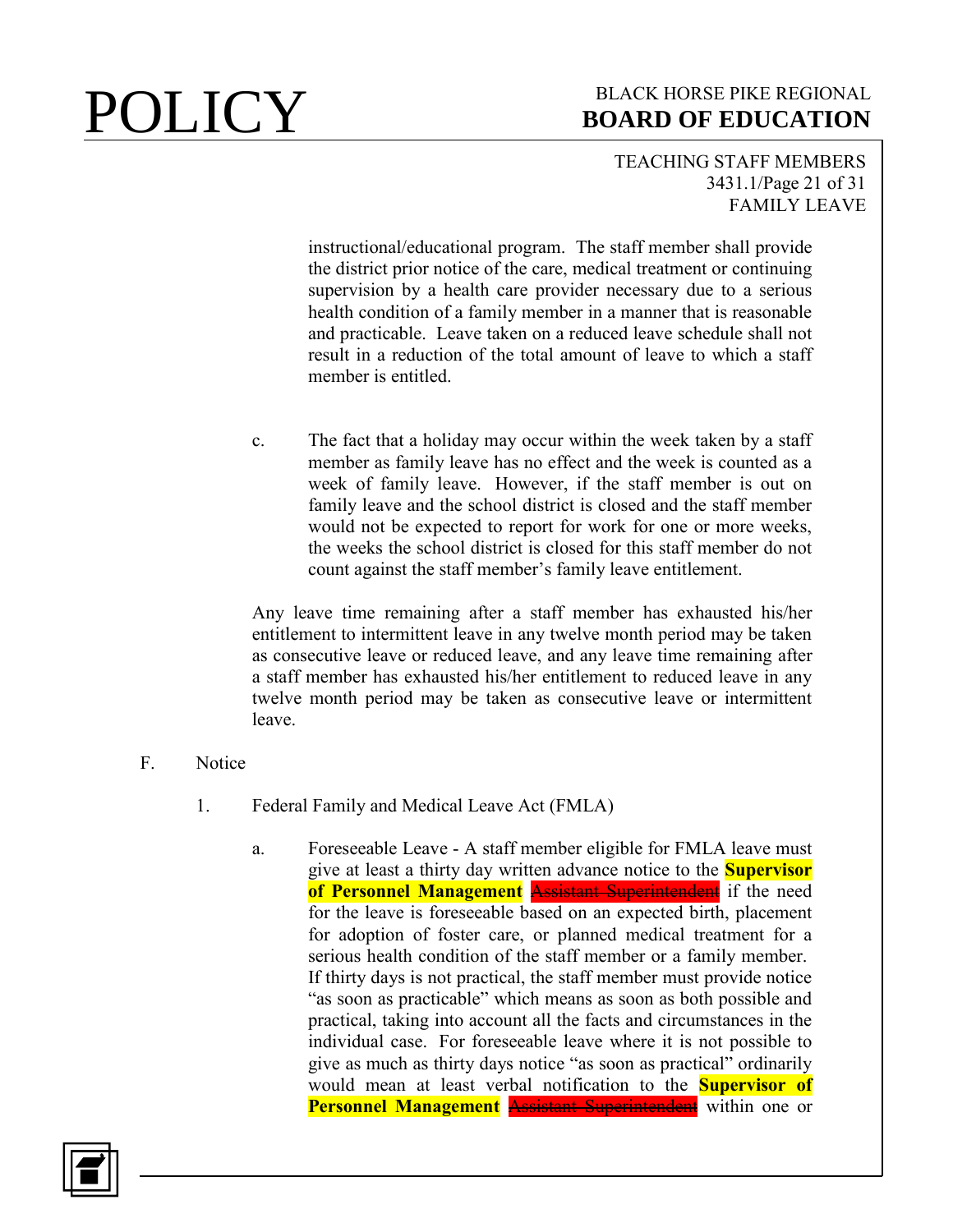instructional/educational program. The staff member shall provide the district prior notice of the care, medical treatment or continuing supervision by a health care provider necessary due to a serious health condition of a family member in a manner that is reasonable and practicable. Leave taken on a reduced leave schedule shall not result in a reduction of the total amount of leave to which a staff member is entitled.

c. The fact that a holiday may occur within the week taken by a staff member as family leave has no effect and the week is counted as a week of family leave. However, if the staff member is out on family leave and the school district is closed and the staff member would not be expected to report for work for one or more weeks, the weeks the school district is closed for this staff member do not count against the staff member's family leave entitlement.

Any leave time remaining after a staff member has exhausted his/her entitlement to intermittent leave in any twelve month period may be taken as consecutive leave or reduced leave, and any leave time remaining after a staff member has exhausted his/her entitlement to reduced leave in any twelve month period may be taken as consecutive leave or intermittent leave.

F. Notice

1. Federal Family and Medical Leave Act (FMLA)

a. Foreseeable Leave - A staff member eligible for FMLA leave must give at least a thirty day written advance notice to the **Supervisor of Personnel Management** ~~Assistant Superintendent~~ if the need for the leave is foreseeable based on an expected birth, placement for adoption of foster care, or planned medical treatment for a serious health condition of the staff member or a family member. If thirty days is not practical, the staff member must provide notice "as soon as practicable" which means as soon as both possible and practical, taking into account all the facts and circumstances in the individual case. For foreseeable leave where it is not possible to give as much as thirty days notice "as soon as practical" ordinarily would mean at least verbal notification to the **Supervisor of Personnel Management** ~~Assistant Superintendent~~ within one or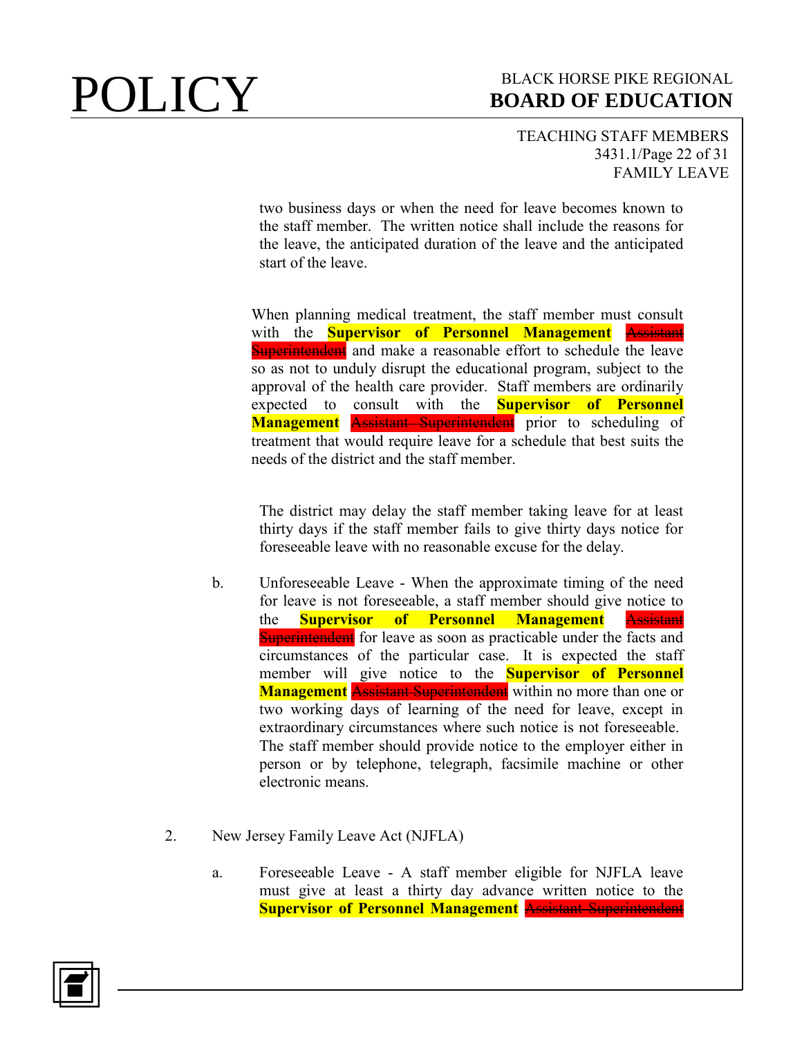two business days or when the need for leave becomes known to the staff member. The written notice shall include the reasons for the leave, the anticipated duration of the leave and the anticipated start of the leave.

When planning medical treatment, the staff member must consult with the **Supervisor of Personnel Management** ~~Assistant Superintendent~~ and make a reasonable effort to schedule the leave so as not to unduly disrupt the educational program, subject to the approval of the health care provider. Staff members are ordinarily expected to consult with the **Supervisor of Personnel Management** ~~Assistant Superintendent~~ prior to scheduling of treatment that would require leave for a schedule that best suits the needs of the district and the staff member.

The district may delay the staff member taking leave for at least thirty days if the staff member fails to give thirty days notice for foreseeable leave with no reasonable excuse for the delay.

b. Unforeseeable Leave - When the approximate timing of the need for leave is not foreseeable, a staff member should give notice to the **Supervisor of Personnel Management** ~~Assistant Superintendent~~ for leave as soon as practicable under the facts and circumstances of the particular case. It is expected the staff member will give notice to the **Supervisor of Personnel Management** ~~Assistant Superintendent~~ within no more than one or two working days of learning of the need for leave, except in extraordinary circumstances where such notice is not foreseeable. The staff member should provide notice to the employer either in person or by telephone, telegraph, facsimile machine or other electronic means.

2. New Jersey Family Leave Act (NJFLA)

   a. Foreseeable Leave - A staff member eligible for NJFLA leave must give at least a thirty day advance written notice to the **Supervisor of Personnel Management** ~~Assistant Superintendent~~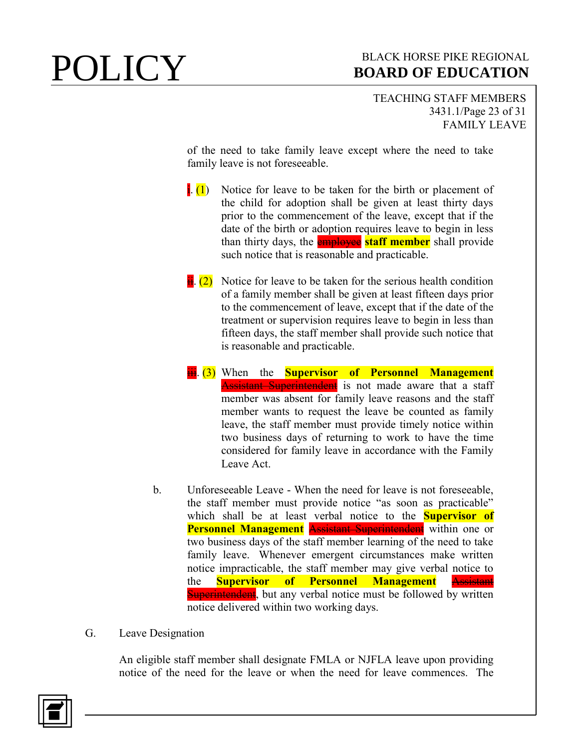of the need to take family leave except where the need to take family leave is not foreseeable.

~~i~~. (1) Notice for leave to be taken for the birth or placement of the child for adoption shall be given at least thirty days prior to the commencement of the leave, except that if the date of the birth or adoption requires leave to begin in less than thirty days, the ~~employee~~ **staff member** shall provide such notice that is reasonable and practicable.

~~ii~~. (2) Notice for leave to be taken for the serious health condition of a family member shall be given at least fifteen days prior to the commencement of leave, except that if the date of the treatment or supervision requires leave to begin in less than fifteen days, the staff member shall provide such notice that is reasonable and practicable.

~~iii~~. (3) When the **Supervisor of Personnel Management** ~~Assistant Superintendent~~ is not made aware that a staff member was absent for family leave reasons and the staff member wants to request the leave be counted as family leave, the staff member must provide timely notice within two business days of returning to work to have the time considered for family leave in accordance with the Family Leave Act.

b. Unforeseeable Leave - When the need for leave is not foreseeable, the staff member must provide notice "as soon as practicable" which shall be at least verbal notice to the **Supervisor of Personnel Management** ~~Assistant Superintendent~~ within one or two business days of the staff member learning of the need to take family leave. Whenever emergent circumstances make written notice impracticable, the staff member may give verbal notice to the **Supervisor of Personnel Management** ~~Assistant Superintendent~~, but any verbal notice must be followed by written notice delivered within two working days.

G. Leave Designation

An eligible staff member shall designate FMLA or NJFLA leave upon providing notice of the need for the leave or when the need for leave commences. The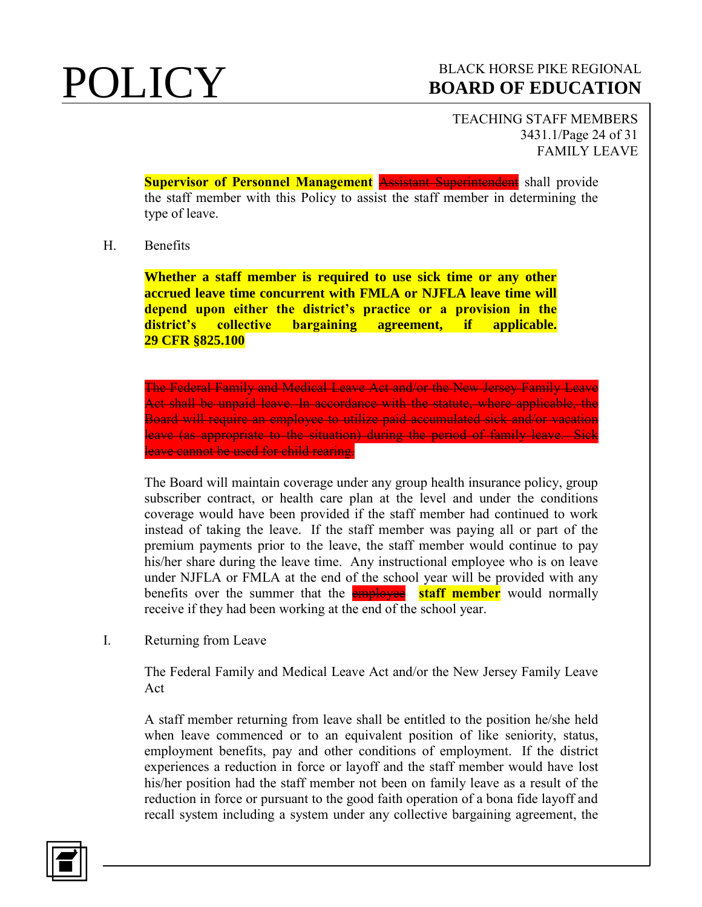**Supervisor of Personnel Management** ~~Assistant Superintendent~~ shall provide the staff member with this Policy to assist the staff member in determining the type of leave.

H. Benefits

**Whether a staff member is required to use sick time or any other accrued leave time concurrent with FMLA or NJFLA leave time will depend upon either the district's practice or a provision in the district's collective bargaining agreement, if applicable. 29 CFR §825.100**

~~The Federal Family and Medical Leave Act and/or the New Jersey Family Leave Act shall be unpaid leave. In accordance with the statute, where applicable, the Board will require an employee to utilize paid accumulated sick and/or vacation leave (as appropriate to the situation) during the period of family leave. Sick leave cannot be used for child rearing.~~

The Board will maintain coverage under any group health insurance policy, group subscriber contract, or health care plan at the level and under the conditions coverage would have been provided if the staff member had continued to work instead of taking the leave. If the staff member was paying all or part of the premium payments prior to the leave, the staff member would continue to pay his/her share during the leave time. Any instructional employee who is on leave under NJFLA or FMLA at the end of the school year will be provided with any benefits over the summer that the ~~employee~~ **staff member** would normally receive if they had been working at the end of the school year.

I. Returning from Leave

The Federal Family and Medical Leave Act and/or the New Jersey Family Leave Act

A staff member returning from leave shall be entitled to the position he/she held when leave commenced or to an equivalent position of like seniority, status, employment benefits, pay and other conditions of employment. If the district experiences a reduction in force or layoff and the staff member would have lost his/her position had the staff member not been on family leave as a result of the reduction in force or pursuant to the good faith operation of a bona fide layoff and recall system including a system under any collective bargaining agreement, the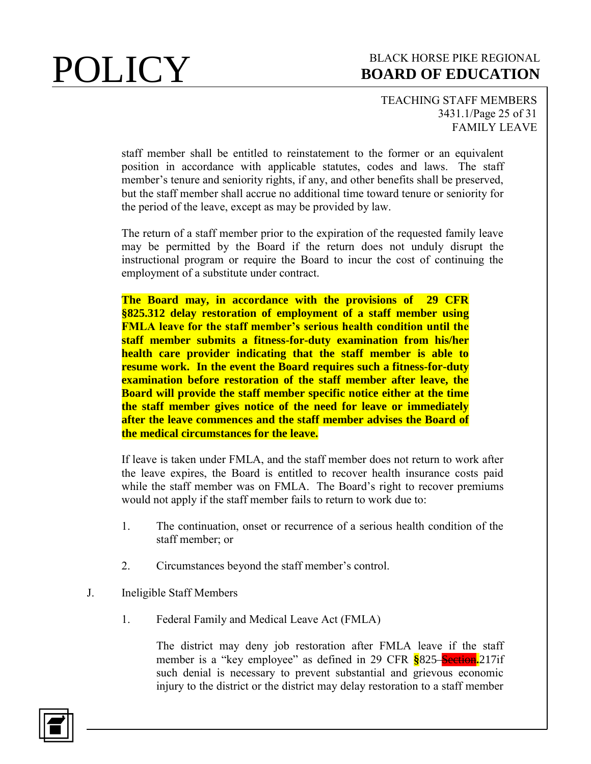staff member shall be entitled to reinstatement to the former or an equivalent position in accordance with applicable statutes, codes and laws. The staff member's tenure and seniority rights, if any, and other benefits shall be preserved, but the staff member shall accrue no additional time toward tenure or seniority for the period of the leave, except as may be provided by law.

The return of a staff member prior to the expiration of the requested family leave may be permitted by the Board if the return does not unduly disrupt the instructional program or require the Board to incur the cost of continuing the employment of a substitute under contract.

**The Board may, in accordance with the provisions of 29 CFR §825.312 delay restoration of employment of a staff member using FMLA leave for the staff member's serious health condition until the staff member submits a fitness-for-duty examination from his/her health care provider indicating that the staff member is able to resume work. In the event the Board requires such a fitness-for-duty examination before restoration of the staff member after leave, the Board will provide the staff member specific notice either at the time the staff member gives notice of the need for leave or immediately after the leave commences and the staff member advises the Board of the medical circumstances for the leave.**

If leave is taken under FMLA, and the staff member does not return to work after the leave expires, the Board is entitled to recover health insurance costs paid while the staff member was on FMLA. The Board's right to recover premiums would not apply if the staff member fails to return to work due to:

1. The continuation, onset or recurrence of a serious health condition of the staff member; or

2. Circumstances beyond the staff member's control.

J. Ineligible Staff Members

1. Federal Family and Medical Leave Act (FMLA)

   The district may deny job restoration after FMLA leave if the staff member is a "key employee" as defined in 29 CFR §825 ~~Section~~.217if such denial is necessary to prevent substantial and grievous economic injury to the district or the district may delay restoration to a staff member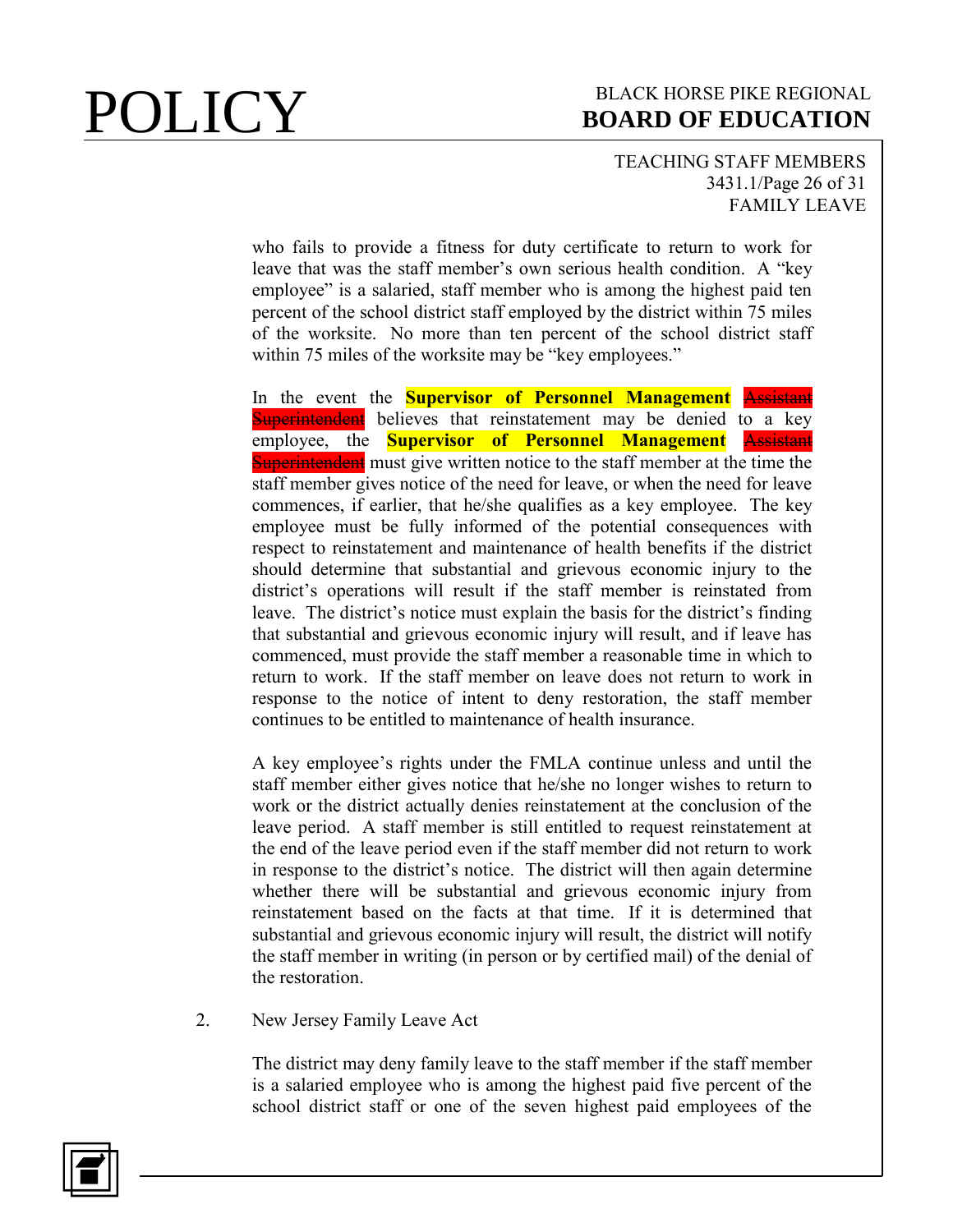who fails to provide a fitness for duty certificate to return to work for leave that was the staff member's own serious health condition. A "key employee" is a salaried, staff member who is among the highest paid ten percent of the school district staff employed by the district within 75 miles of the worksite. No more than ten percent of the school district staff within 75 miles of the worksite may be "key employees."

In the event the **Supervisor of Personnel Management** ~~Assistant Superintendent~~ believes that reinstatement may be denied to a key employee, the **Supervisor of Personnel Management** ~~Assistant Superintendent~~ must give written notice to the staff member at the time the staff member gives notice of the need for leave, or when the need for leave commences, if earlier, that he/she qualifies as a key employee. The key employee must be fully informed of the potential consequences with respect to reinstatement and maintenance of health benefits if the district should determine that substantial and grievous economic injury to the district's operations will result if the staff member is reinstated from leave. The district's notice must explain the basis for the district's finding that substantial and grievous economic injury will result, and if leave has commenced, must provide the staff member a reasonable time in which to return to work. If the staff member on leave does not return to work in response to the notice of intent to deny restoration, the staff member continues to be entitled to maintenance of health insurance.

A key employee's rights under the FMLA continue unless and until the staff member either gives notice that he/she no longer wishes to return to work or the district actually denies reinstatement at the conclusion of the leave period. A staff member is still entitled to request reinstatement at the end of the leave period even if the staff member did not return to work in response to the district's notice. The district will then again determine whether there will be substantial and grievous economic injury from reinstatement based on the facts at that time. If it is determined that substantial and grievous economic injury will result, the district will notify the staff member in writing (in person or by certified mail) of the denial of the restoration.

2. New Jersey Family Leave Act

The district may deny family leave to the staff member if the staff member is a salaried employee who is among the highest paid five percent of the school district staff or one of the seven highest paid employees of the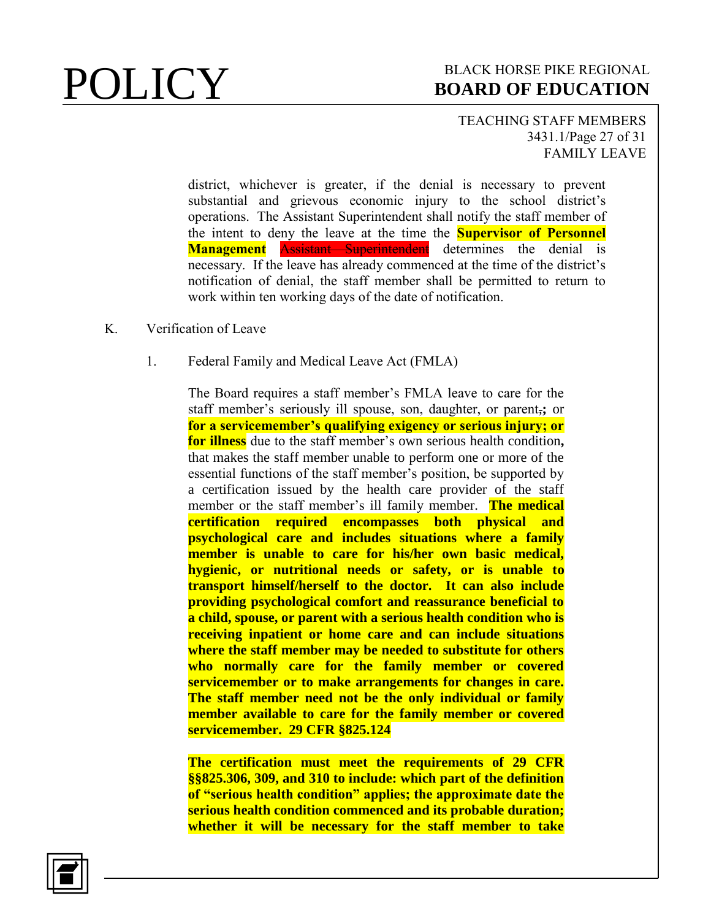district, whichever is greater, if the denial is necessary to prevent substantial and grievous economic injury to the school district's operations. The Assistant Superintendent shall notify the staff member of the intent to deny the leave at the time the **Supervisor of Personnel Management** ~~Assistant Superintendent~~ determines the denial is necessary. If the leave has already commenced at the time of the district's notification of denial, the staff member shall be permitted to return to work within ten working days of the date of notification.

K. Verification of Leave

1. Federal Family and Medical Leave Act (FMLA)

The Board requires a staff member's FMLA leave to care for the staff member's seriously ill spouse, son, daughter, or parent~~,~~**;** or **for a servicemember's qualifying exigency or serious injury; or for illness** due to the staff member's own serious health condition**,** that makes the staff member unable to perform one or more of the essential functions of the staff member's position, be supported by a certification issued by the health care provider of the staff member or the staff member's ill family member. **The medical certification required encompasses both physical and psychological care and includes situations where a family member is unable to care for his/her own basic medical, hygienic, or nutritional needs or safety, or is unable to transport himself/herself to the doctor. It can also include providing psychological comfort and reassurance beneficial to a child, spouse, or parent with a serious health condition who is receiving inpatient or home care and can include situations where the staff member may be needed to substitute for others who normally care for the family member or covered servicemember or to make arrangements for changes in care. The staff member need not be the only individual or family member available to care for the family member or covered servicemember. 29 CFR §825.124**

**The certification must meet the requirements of 29 CFR §§825.306, 309, and 310 to include: which part of the definition of "serious health condition" applies; the approximate date the serious health condition commenced and its probable duration; whether it will be necessary for the staff member to take**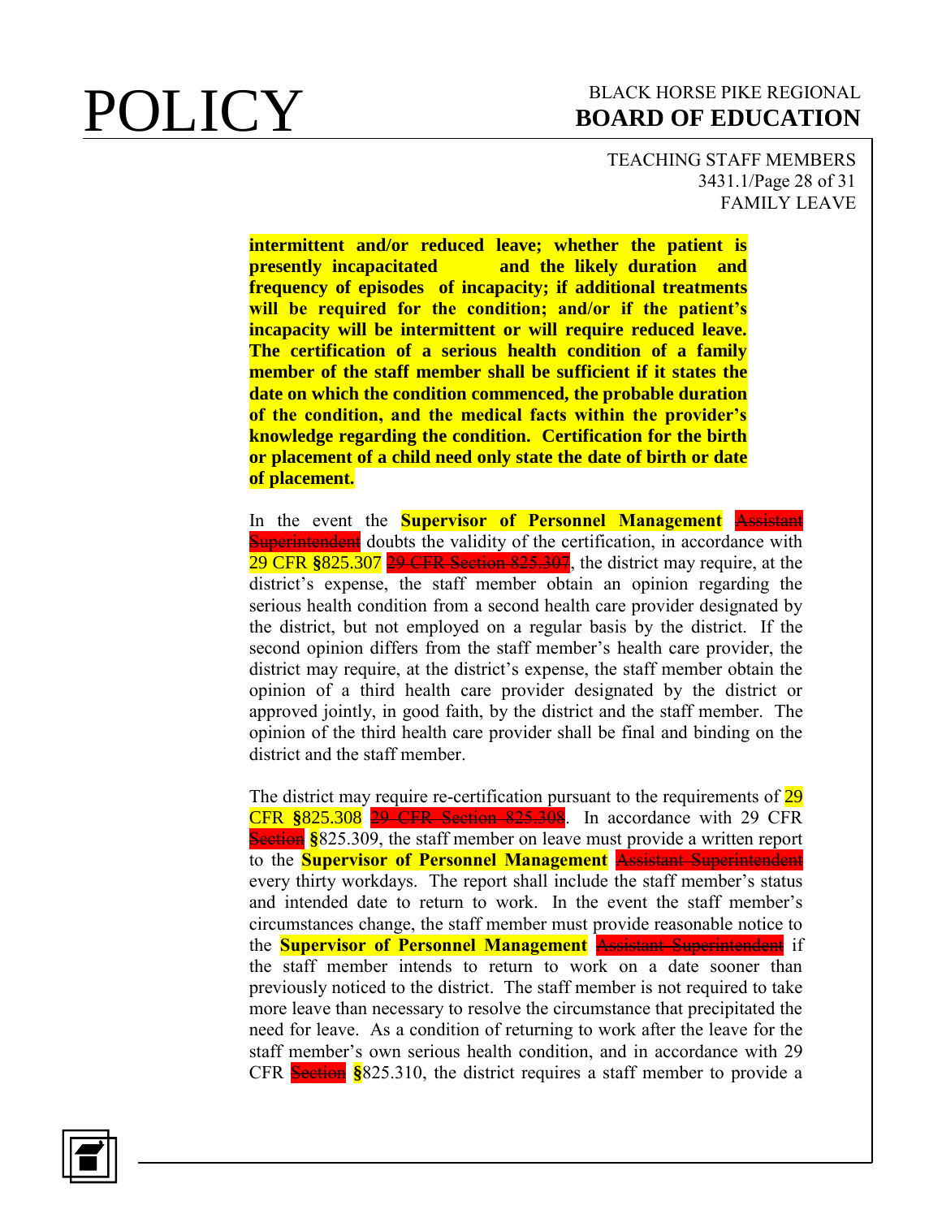**intermittent and/or reduced leave; whether the patient is presently incapacitated and the likely duration and frequency of episodes of incapacity; if additional treatments will be required for the condition; and/or if the patient's incapacity will be intermittent or will require reduced leave. The certification of a serious health condition of a family member of the staff member shall be sufficient if it states the date on which the condition commenced, the probable duration of the condition, and the medical facts within the provider's knowledge regarding the condition. Certification for the birth or placement of a child need only state the date of birth or date of placement.**

In the event the **Supervisor of Personnel Management** ~~Assistant Superintendent~~ doubts the validity of the certification, in accordance with 29 CFR §825.307 ~~29 CFR Section 825.307~~, the district may require, at the district's expense, the staff member obtain an opinion regarding the serious health condition from a second health care provider designated by the district, but not employed on a regular basis by the district. If the second opinion differs from the staff member's health care provider, the district may require, at the district's expense, the staff member obtain the opinion of a third health care provider designated by the district or approved jointly, in good faith, by the district and the staff member. The opinion of the third health care provider shall be final and binding on the district and the staff member.

The district may require re-certification pursuant to the requirements of 29 CFR §825.308 ~~29 CFR Section 825.308~~. In accordance with 29 CFR ~~Section~~ §825.309, the staff member on leave must provide a written report to the **Supervisor of Personnel Management** ~~Assistant Superintendent~~ every thirty workdays. The report shall include the staff member's status and intended date to return to work. In the event the staff member's circumstances change, the staff member must provide reasonable notice to the **Supervisor of Personnel Management** ~~Assistant Superintendent~~ if the staff member intends to return to work on a date sooner than previously noticed to the district. The staff member is not required to take more leave than necessary to resolve the circumstance that precipitated the need for leave. As a condition of returning to work after the leave for the staff member's own serious health condition, and in accordance with 29 CFR ~~Section~~ §825.310, the district requires a staff member to provide a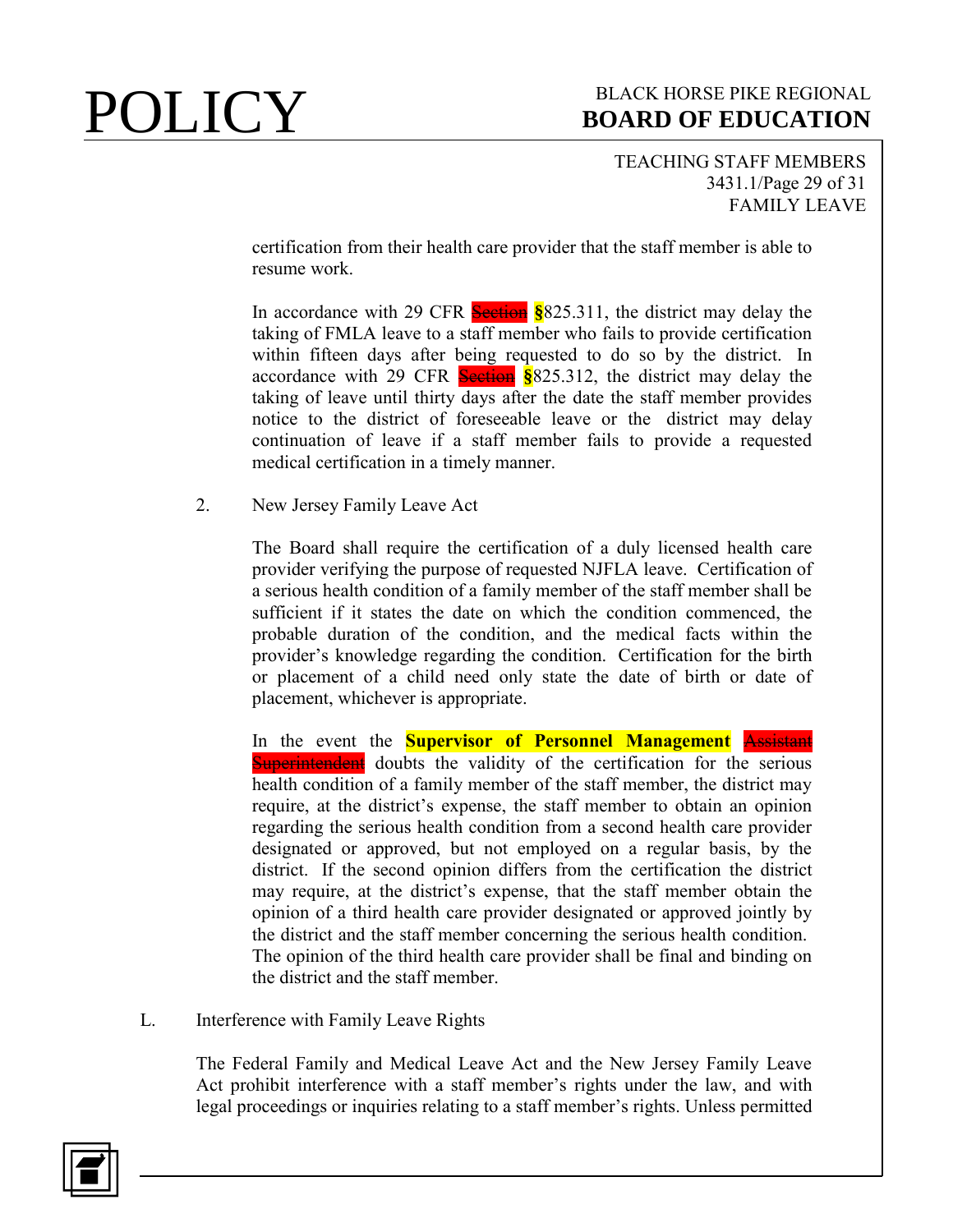certification from their health care provider that the staff member is able to resume work.

In accordance with 29 CFR ~~Section~~ §825.311, the district may delay the taking of FMLA leave to a staff member who fails to provide certification within fifteen days after being requested to do so by the district. In accordance with 29 CFR ~~Section~~ §825.312, the district may delay the taking of leave until thirty days after the date the staff member provides notice to the district of foreseeable leave or the district may delay continuation of leave if a staff member fails to provide a requested medical certification in a timely manner.

2. New Jersey Family Leave Act

The Board shall require the certification of a duly licensed health care provider verifying the purpose of requested NJFLA leave. Certification of a serious health condition of a family member of the staff member shall be sufficient if it states the date on which the condition commenced, the probable duration of the condition, and the medical facts within the provider's knowledge regarding the condition. Certification for the birth or placement of a child need only state the date of birth or date of placement, whichever is appropriate.

In the event the **Supervisor of Personnel Management** ~~Assistant Superintendent~~ doubts the validity of the certification for the serious health condition of a family member of the staff member, the district may require, at the district's expense, the staff member to obtain an opinion regarding the serious health condition from a second health care provider designated or approved, but not employed on a regular basis, by the district. If the second opinion differs from the certification the district may require, at the district's expense, that the staff member obtain the opinion of a third health care provider designated or approved jointly by the district and the staff member concerning the serious health condition. The opinion of the third health care provider shall be final and binding on the district and the staff member.

L. Interference with Family Leave Rights

The Federal Family and Medical Leave Act and the New Jersey Family Leave Act prohibit interference with a staff member's rights under the law, and with legal proceedings or inquiries relating to a staff member's rights. Unless permitted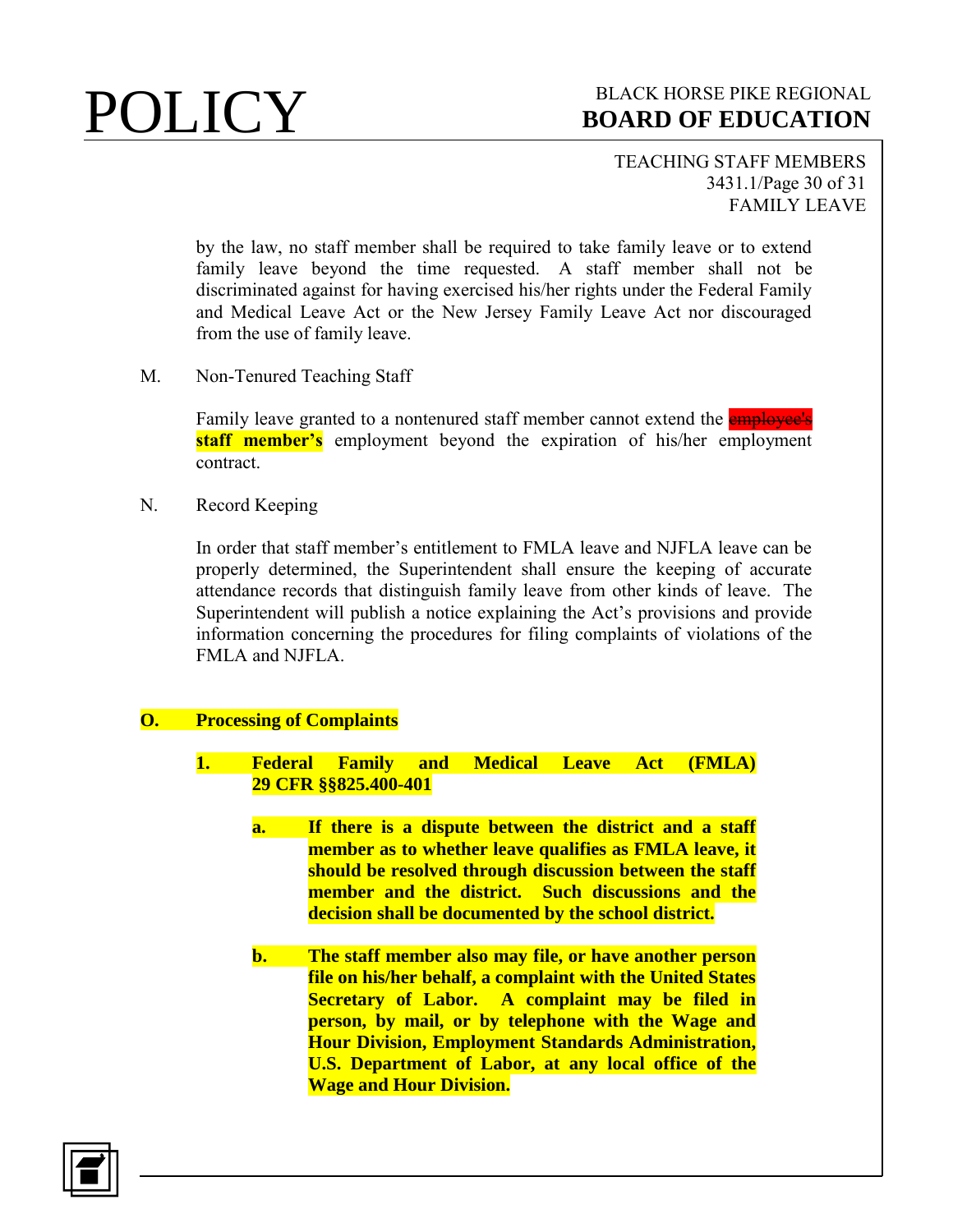by the law, no staff member shall be required to take family leave or to extend family leave beyond the time requested. A staff member shall not be discriminated against for having exercised his/her rights under the Federal Family and Medical Leave Act or the New Jersey Family Leave Act nor discouraged from the use of family leave.

M. Non-Tenured Teaching Staff

Family leave granted to a nontenured staff member cannot extend the ~~employee's~~ **staff member's** employment beyond the expiration of his/her employment contract.

N. Record Keeping

In order that staff member's entitlement to FMLA leave and NJFLA leave can be properly determined, the Superintendent shall ensure the keeping of accurate attendance records that distinguish family leave from other kinds of leave. The Superintendent will publish a notice explaining the Act's provisions and provide information concerning the procedures for filing complaints of violations of the FMLA and NJFLA.

**O. Processing of Complaints**

**1. Federal Family and Medical Leave Act (FMLA) 29 CFR §§825.400-401**

**a. If there is a dispute between the district and a staff member as to whether leave qualifies as FMLA leave, it should be resolved through discussion between the staff member and the district. Such discussions and the decision shall be documented by the school district.**

**b. The staff member also may file, or have another person file on his/her behalf, a complaint with the United States Secretary of Labor. A complaint may be filed in person, by mail, or by telephone with the Wage and Hour Division, Employment Standards Administration, U.S. Department of Labor, at any local office of the Wage and Hour Division.**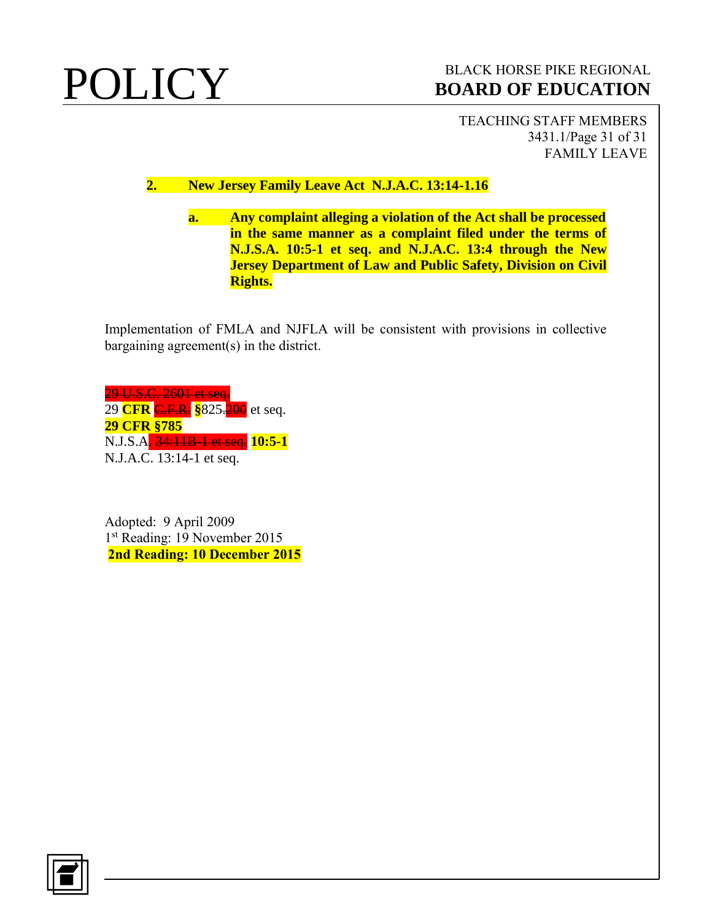**2. New Jersey Family Leave Act N.J.A.C. 13:14-1.16**

**a. Any complaint alleging a violation of the Act shall be processed in the same manner as a complaint filed under the terms of N.J.S.A. 10:5-1 et seq. and N.J.A.C. 13:4 through the New Jersey Department of Law and Public Safety, Division on Civil Rights.**

Implementation of FMLA and NJFLA will be consistent with provisions in collective bargaining agreement(s) in the district.

~~29 U.S.C. 2601 et seq.~~
29 **CFR** ~~C.F.R.~~ **§**825.~~200~~ et seq.
**29 CFR §785**
N.J.S.A. ~~34:11B-1 et seq.~~ **10:5-1**
N.J.A.C. 13:14-1 et seq.

Adopted: 9 April 2009
1st Reading: 19 November 2015
**2nd Reading: 10 December 2015**